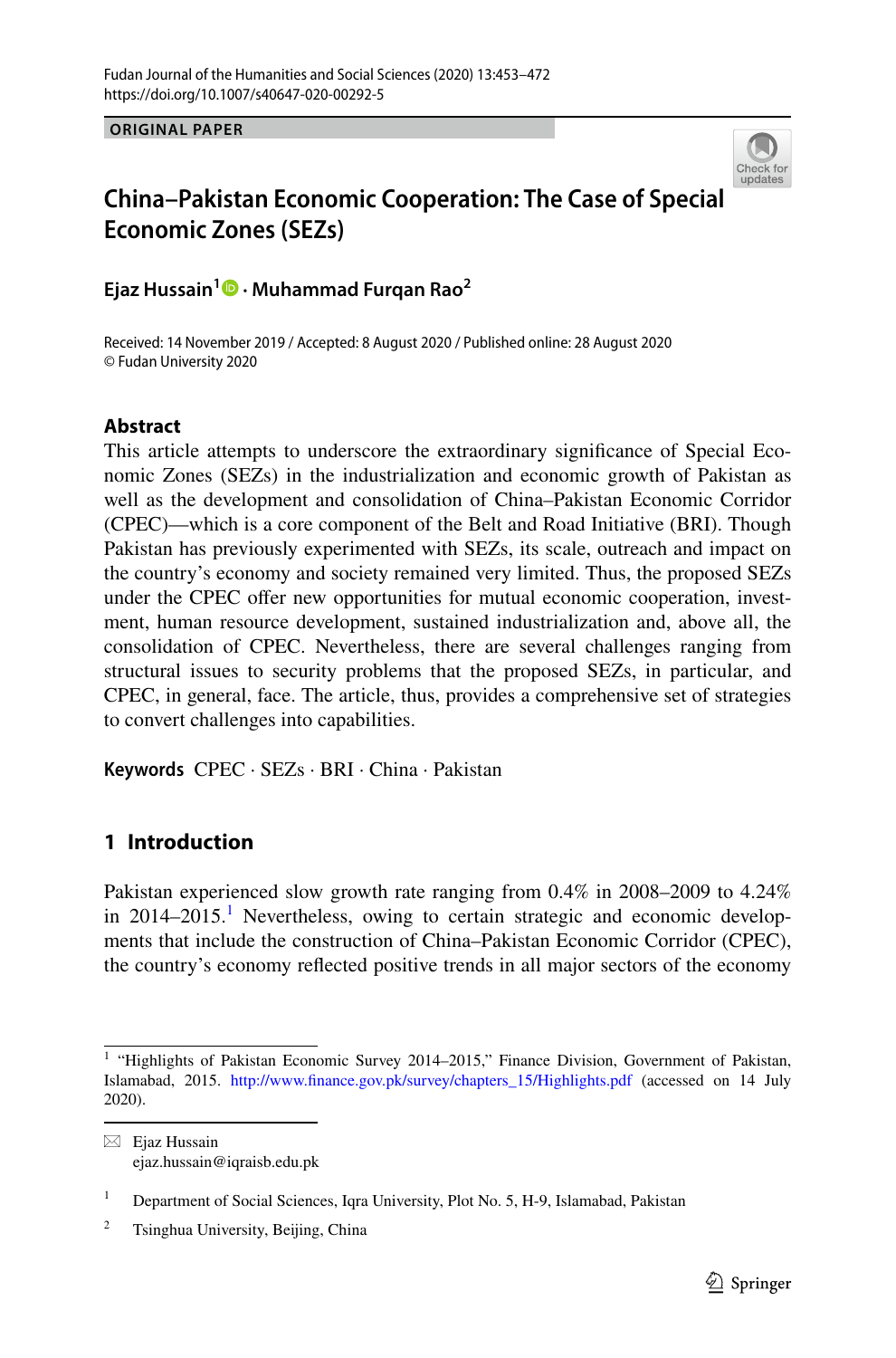ORIGINAL PAPER

# China–Pakistan Economic Cooperation: The Case of Special Economic Zones (SEZs)

**Ejaz Hussain[1] · Muhammad Furqan Rao[2]**

Received: 14 November 2019 / Accepted: 8 August 2020 / Published online: 28 August 2020
© Fudan University 2020

## Abstract

This article attempts to underscore the extraordinary significance of Special Economic Zones (SEZs) in the industrialization and economic growth of Pakistan as well as the development and consolidation of China–Pakistan Economic Corridor (CPEC)—which is a core component of the Belt and Road Initiative (BRI). Though Pakistan has previously experimented with SEZs, its scale, outreach and impact on the country's economy and society remained very limited. Thus, the proposed SEZs under the CPEC offer new opportunities for mutual economic cooperation, investment, human resource development, sustained industrialization and, above all, the consolidation of CPEC. Nevertheless, there are several challenges ranging from structural issues to security problems that the proposed SEZs, in particular, and CPEC, in general, face. The article, thus, provides a comprehensive set of strategies to convert challenges into capabilities.

**Keywords** CPEC · SEZs · BRI · China · Pakistan

## 1 Introduction

Pakistan experienced slow growth rate ranging from 0.4% in 2008–2009 to 4.24% in 2014–2015.[1] Nevertheless, owing to certain strategic and economic developments that include the construction of China–Pakistan Economic Corridor (CPEC), the country's economy reflected positive trends in all major sectors of the economy

[1] "Highlights of Pakistan Economic Survey 2014–2015," Finance Division, Government of Pakistan, Islamabad, 2015. http://www.finance.gov.pk/survey/chapters_15/Highlights.pdf (accessed on 14 July 2020).

✉ Ejaz Hussain
ejaz.hussain@iqraisb.edu.pk

[1] Department of Social Sciences, Iqra University, Plot No. 5, H-9, Islamabad, Pakistan

[2] Tsinghua University, Beijing, China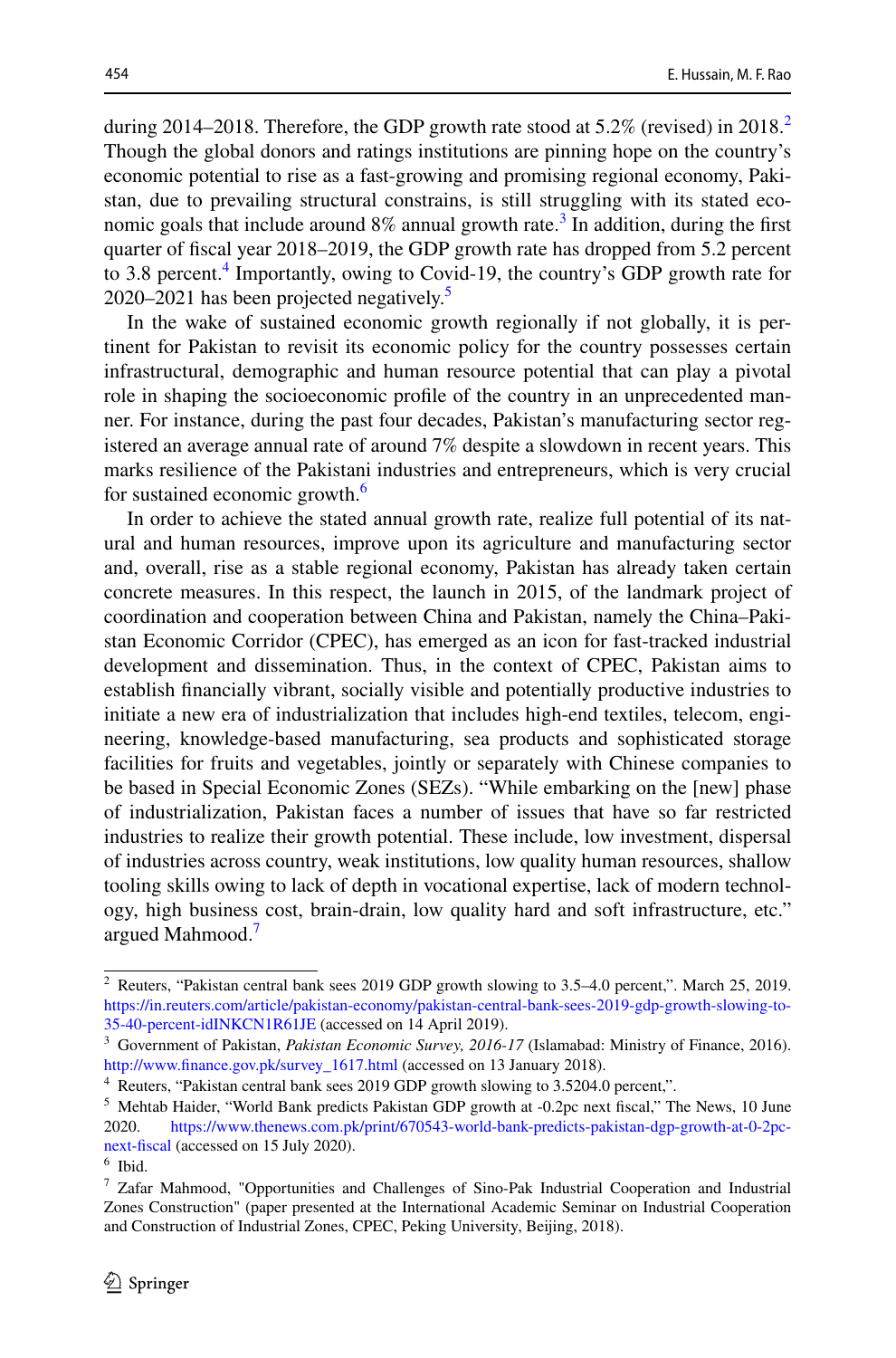during 2014–2018. Therefore, the GDP growth rate stood at 5.2% (revised) in 2018.[2] Though the global donors and ratings institutions are pinning hope on the country's economic potential to rise as a fast-growing and promising regional economy, Pakistan, due to prevailing structural constrains, is still struggling with its stated economic goals that include around 8% annual growth rate.[3] In addition, during the first quarter of fiscal year 2018–2019, the GDP growth rate has dropped from 5.2 percent to 3.8 percent.[4] Importantly, owing to Covid-19, the country's GDP growth rate for 2020–2021 has been projected negatively.[5]

In the wake of sustained economic growth regionally if not globally, it is pertinent for Pakistan to revisit its economic policy for the country possesses certain infrastructural, demographic and human resource potential that can play a pivotal role in shaping the socioeconomic profile of the country in an unprecedented manner. For instance, during the past four decades, Pakistan's manufacturing sector registered an average annual rate of around 7% despite a slowdown in recent years. This marks resilience of the Pakistani industries and entrepreneurs, which is very crucial for sustained economic growth.[6]

In order to achieve the stated annual growth rate, realize full potential of its natural and human resources, improve upon its agriculture and manufacturing sector and, overall, rise as a stable regional economy, Pakistan has already taken certain concrete measures. In this respect, the launch in 2015, of the landmark project of coordination and cooperation between China and Pakistan, namely the China–Pakistan Economic Corridor (CPEC), has emerged as an icon for fast-tracked industrial development and dissemination. Thus, in the context of CPEC, Pakistan aims to establish financially vibrant, socially visible and potentially productive industries to initiate a new era of industrialization that includes high-end textiles, telecom, engineering, knowledge-based manufacturing, sea products and sophisticated storage facilities for fruits and vegetables, jointly or separately with Chinese companies to be based in Special Economic Zones (SEZs). "While embarking on the [new] phase of industrialization, Pakistan faces a number of issues that have so far restricted industries to realize their growth potential. These include, low investment, dispersal of industries across country, weak institutions, low quality human resources, shallow tooling skills owing to lack of depth in vocational expertise, lack of modern technology, high business cost, brain-drain, low quality hard and soft infrastructure, etc." argued Mahmood.[7]

---

[2] Reuters, "Pakistan central bank sees 2019 GDP growth slowing to 3.5–4.0 percent,". March 25, 2019. https://in.reuters.com/article/pakistan-economy/pakistan-central-bank-sees-2019-gdp-growth-slowing-to-35-40-percent-idINKCN1R61JE (accessed on 14 April 2019).

[3] Government of Pakistan, *Pakistan Economic Survey, 2016-17* (Islamabad: Ministry of Finance, 2016). http://www.finance.gov.pk/survey_1617.html (accessed on 13 January 2018).

[4] Reuters, "Pakistan central bank sees 2019 GDP growth slowing to 3.5204.0 percent,".

[5] Mehtab Haider, "World Bank predicts Pakistan GDP growth at -0.2pc next fiscal," The News, 10 June 2020. https://www.thenews.com.pk/print/670543-world-bank-predicts-pakistan-dgp-growth-at-0-2pc-next-fiscal (accessed on 15 July 2020).

[6] Ibid.

[7] Zafar Mahmood, "Opportunities and Challenges of Sino-Pak Industrial Cooperation and Industrial Zones Construction" (paper presented at the International Academic Seminar on Industrial Cooperation and Construction of Industrial Zones, CPEC, Peking University, Beijing, 2018).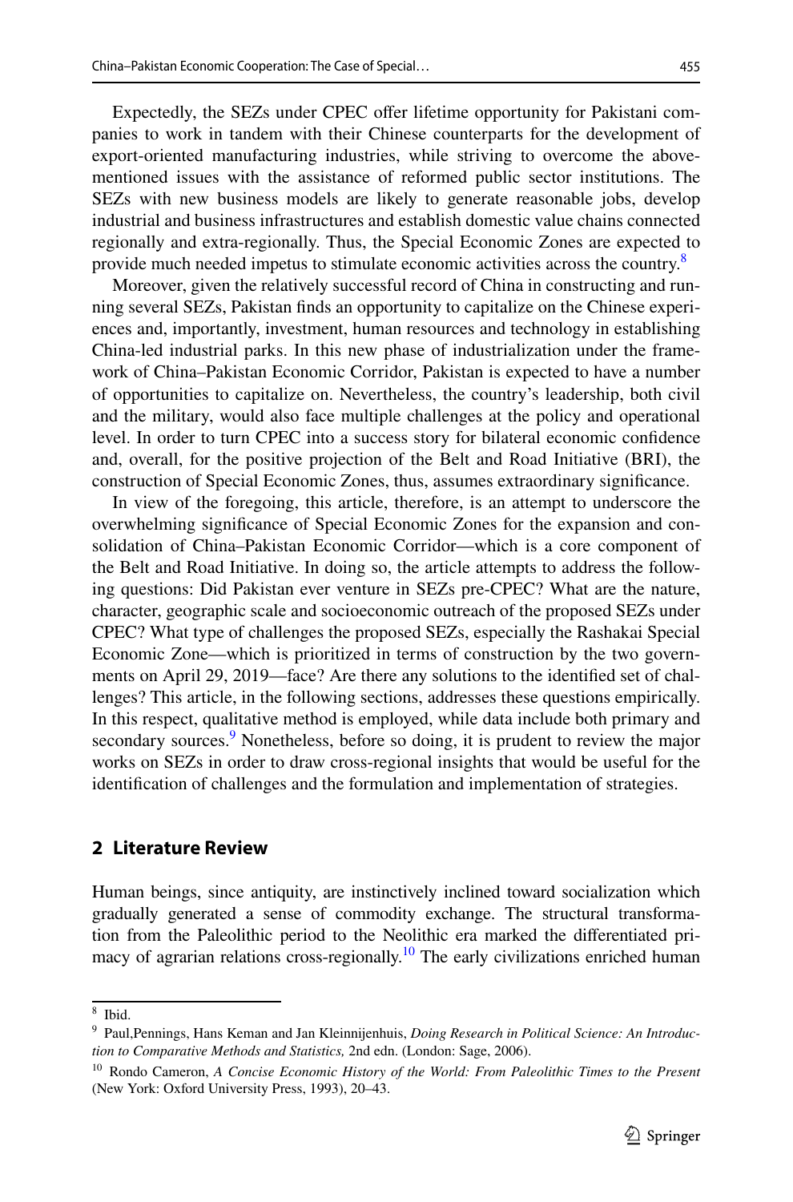Expectedly, the SEZs under CPEC offer lifetime opportunity for Pakistani companies to work in tandem with their Chinese counterparts for the development of export-oriented manufacturing industries, while striving to overcome the above-mentioned issues with the assistance of reformed public sector institutions. The SEZs with new business models are likely to generate reasonable jobs, develop industrial and business infrastructures and establish domestic value chains connected regionally and extra-regionally. Thus, the Special Economic Zones are expected to provide much needed impetus to stimulate economic activities across the country.[8]

Moreover, given the relatively successful record of China in constructing and running several SEZs, Pakistan finds an opportunity to capitalize on the Chinese experiences and, importantly, investment, human resources and technology in establishing China-led industrial parks. In this new phase of industrialization under the framework of China–Pakistan Economic Corridor, Pakistan is expected to have a number of opportunities to capitalize on. Nevertheless, the country's leadership, both civil and the military, would also face multiple challenges at the policy and operational level. In order to turn CPEC into a success story for bilateral economic confidence and, overall, for the positive projection of the Belt and Road Initiative (BRI), the construction of Special Economic Zones, thus, assumes extraordinary significance.

In view of the foregoing, this article, therefore, is an attempt to underscore the overwhelming significance of Special Economic Zones for the expansion and consolidation of China–Pakistan Economic Corridor—which is a core component of the Belt and Road Initiative. In doing so, the article attempts to address the following questions: Did Pakistan ever venture in SEZs pre-CPEC? What are the nature, character, geographic scale and socioeconomic outreach of the proposed SEZs under CPEC? What type of challenges the proposed SEZs, especially the Rashakai Special Economic Zone—which is prioritized in terms of construction by the two governments on April 29, 2019—face? Are there any solutions to the identified set of challenges? This article, in the following sections, addresses these questions empirically. In this respect, qualitative method is employed, while data include both primary and secondary sources.[9] Nonetheless, before so doing, it is prudent to review the major works on SEZs in order to draw cross-regional insights that would be useful for the identification of challenges and the formulation and implementation of strategies.

## 2 Literature Review

Human beings, since antiquity, are instinctively inclined toward socialization which gradually generated a sense of commodity exchange. The structural transformation from the Paleolithic period to the Neolithic era marked the differentiated primacy of agrarian relations cross-regionally.[10] The early civilizations enriched human

---

[8] Ibid.

[9] Paul,Pennings, Hans Keman and Jan Kleinnijenhuis, *Doing Research in Political Science: An Introduction to Comparative Methods and Statistics,* 2nd edn. (London: Sage, 2006).

[10] Rondo Cameron, *A Concise Economic History of the World: From Paleolithic Times to the Present* (New York: Oxford University Press, 1993), 20–43.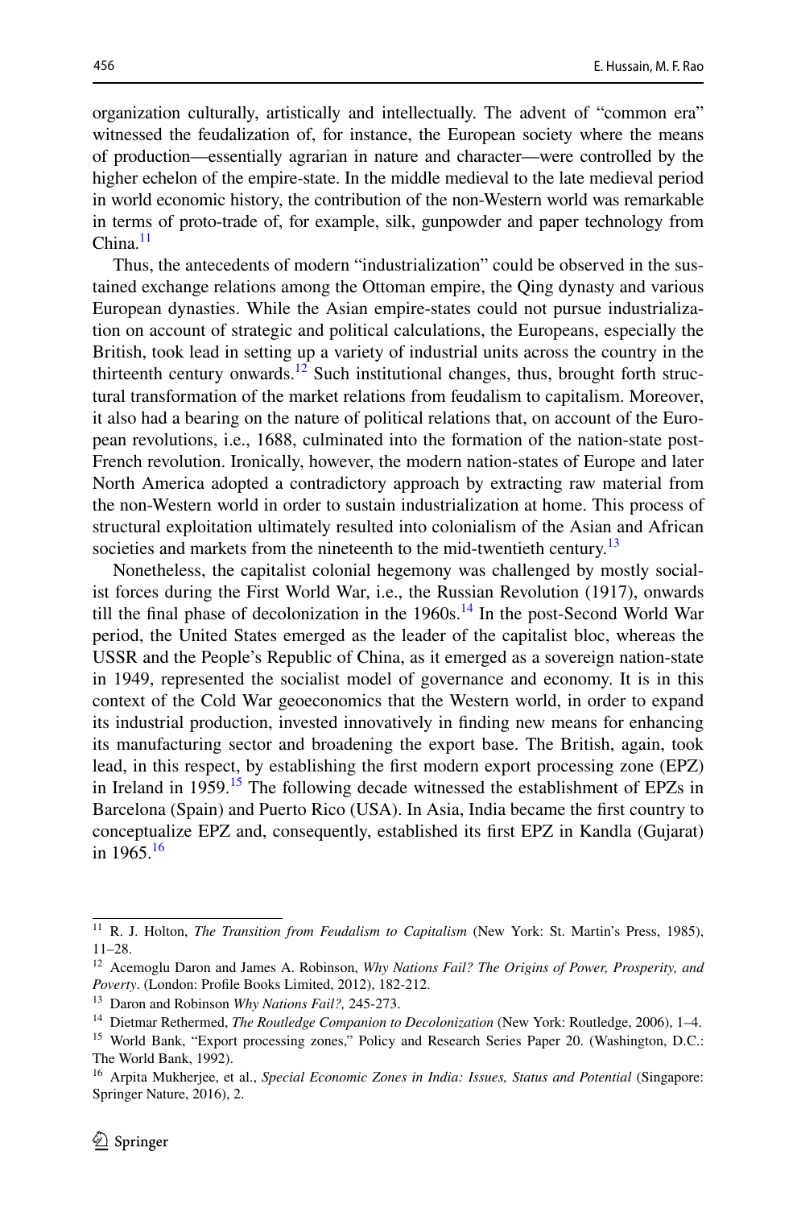organization culturally, artistically and intellectually. The advent of "common era" witnessed the feudalization of, for instance, the European society where the means of production—essentially agrarian in nature and character—were controlled by the higher echelon of the empire-state. In the middle medieval to the late medieval period in world economic history, the contribution of the non-Western world was remarkable in terms of proto-trade of, for example, silk, gunpowder and paper technology from China.[11]

Thus, the antecedents of modern "industrialization" could be observed in the sustained exchange relations among the Ottoman empire, the Qing dynasty and various European dynasties. While the Asian empire-states could not pursue industrialization on account of strategic and political calculations, the Europeans, especially the British, took lead in setting up a variety of industrial units across the country in the thirteenth century onwards.[12] Such institutional changes, thus, brought forth structural transformation of the market relations from feudalism to capitalism. Moreover, it also had a bearing on the nature of political relations that, on account of the European revolutions, i.e., 1688, culminated into the formation of the nation-state post-French revolution. Ironically, however, the modern nation-states of Europe and later North America adopted a contradictory approach by extracting raw material from the non-Western world in order to sustain industrialization at home. This process of structural exploitation ultimately resulted into colonialism of the Asian and African societies and markets from the nineteenth to the mid-twentieth century.[13]

Nonetheless, the capitalist colonial hegemony was challenged by mostly socialist forces during the First World War, i.e., the Russian Revolution (1917), onwards till the final phase of decolonization in the 1960s.[14] In the post-Second World War period, the United States emerged as the leader of the capitalist bloc, whereas the USSR and the People's Republic of China, as it emerged as a sovereign nation-state in 1949, represented the socialist model of governance and economy. It is in this context of the Cold War geoeconomics that the Western world, in order to expand its industrial production, invested innovatively in finding new means for enhancing its manufacturing sector and broadening the export base. The British, again, took lead, in this respect, by establishing the first modern export processing zone (EPZ) in Ireland in 1959.[15] The following decade witnessed the establishment of EPZs in Barcelona (Spain) and Puerto Rico (USA). In Asia, India became the first country to conceptualize EPZ and, consequently, established its first EPZ in Kandla (Gujarat) in 1965.[16]

---

[11] R. J. Holton, *The Transition from Feudalism to Capitalism* (New York: St. Martin's Press, 1985), 11–28.

[12] Acemoglu Daron and James A. Robinson, *Why Nations Fail? The Origins of Power, Prosperity, and Poverty*. (London: Profile Books Limited, 2012), 182-212.

[13] Daron and Robinson *Why Nations Fail?,* 245-273.

[14] Dietmar Rethermed, *The Routledge Companion to Decolonization* (New York: Routledge, 2006), 1–4.

[15] World Bank, "Export processing zones," Policy and Research Series Paper 20. (Washington, D.C.: The World Bank, 1992).

[16] Arpita Mukherjee, et al., *Special Economic Zones in India: Issues, Status and Potential* (Singapore: Springer Nature, 2016), 2.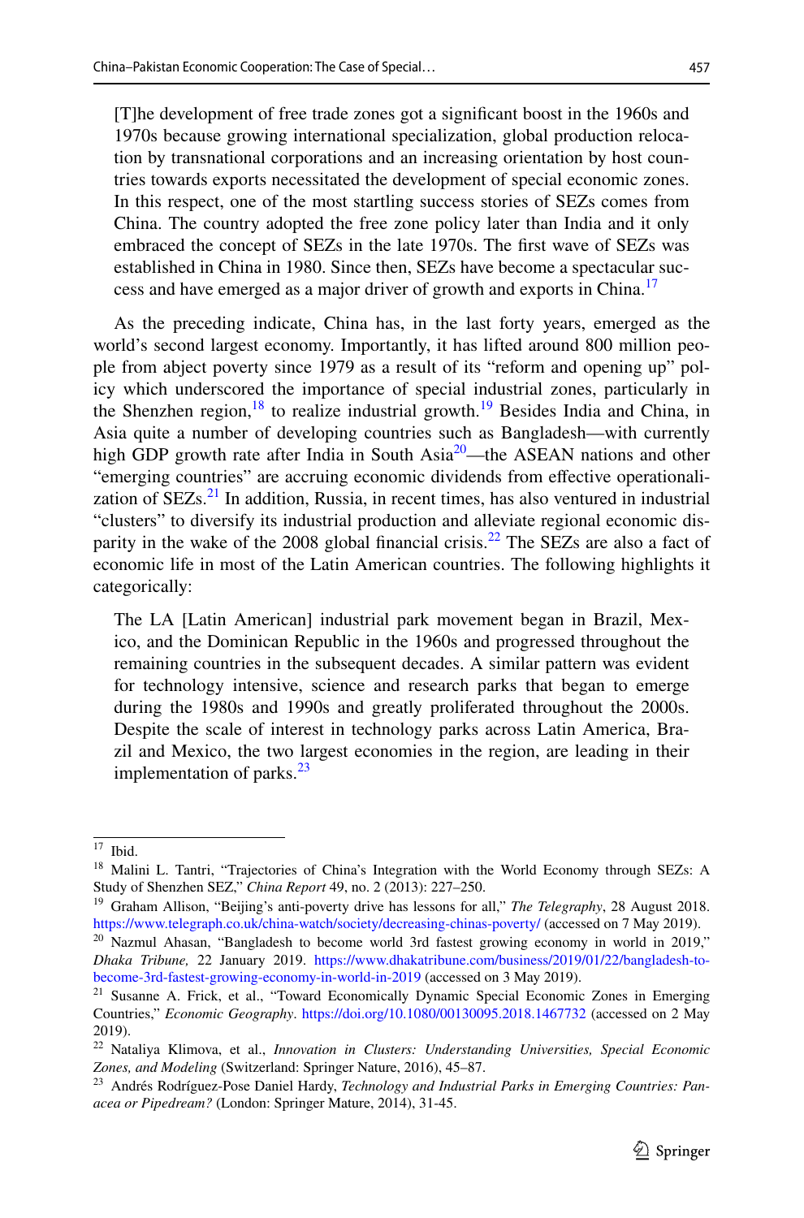> [T]he development of free trade zones got a significant boost in the 1960s and 1970s because growing international specialization, global production relocation by transnational corporations and an increasing orientation by host countries towards exports necessitated the development of special economic zones. In this respect, one of the most startling success stories of SEZs comes from China. The country adopted the free zone policy later than India and it only embraced the concept of SEZs in the late 1970s. The first wave of SEZs was established in China in 1980. Since then, SEZs have become a spectacular success and have emerged as a major driver of growth and exports in China.[17]

As the preceding indicate, China has, in the last forty years, emerged as the world's second largest economy. Importantly, it has lifted around 800 million people from abject poverty since 1979 as a result of its "reform and opening up" policy which underscored the importance of special industrial zones, particularly in the Shenzhen region,[18] to realize industrial growth.[19] Besides India and China, in Asia quite a number of developing countries such as Bangladesh—with currently high GDP growth rate after India in South Asia[20]—the ASEAN nations and other "emerging countries" are accruing economic dividends from effective operationalization of SEZs.[21] In addition, Russia, in recent times, has also ventured in industrial "clusters" to diversify its industrial production and alleviate regional economic disparity in the wake of the 2008 global financial crisis.[22] The SEZs are also a fact of economic life in most of the Latin American countries. The following highlights it categorically:

> The LA [Latin American] industrial park movement began in Brazil, Mexico, and the Dominican Republic in the 1960s and progressed throughout the remaining countries in the subsequent decades. A similar pattern was evident for technology intensive, science and research parks that began to emerge during the 1980s and 1990s and greatly proliferated throughout the 2000s. Despite the scale of interest in technology parks across Latin America, Brazil and Mexico, the two largest economies in the region, are leading in their implementation of parks.[23]

---

[17] Ibid.

[18] Malini L. Tantri, "Trajectories of China's Integration with the World Economy through SEZs: A Study of Shenzhen SEZ," *China Report* 49, no. 2 (2013): 227–250.

[19] Graham Allison, "Beijing's anti-poverty drive has lessons for all," *The Telegraphy*, 28 August 2018. https://www.telegraph.co.uk/china-watch/society/decreasing-chinas-poverty/ (accessed on 7 May 2019).

[20] Nazmul Ahasan, "Bangladesh to become world 3rd fastest growing economy in world in 2019," *Dhaka Tribune,* 22 January 2019. https://www.dhakatribune.com/business/2019/01/22/bangladesh-to-become-3rd-fastest-growing-economy-in-world-in-2019 (accessed on 3 May 2019).

[21] Susanne A. Frick, et al., "Toward Economically Dynamic Special Economic Zones in Emerging Countries," *Economic Geography*. https://doi.org/10.1080/00130095.2018.1467732 (accessed on 2 May 2019).

[22] Nataliya Klimova, et al., *Innovation in Clusters: Understanding Universities, Special Economic Zones, and Modeling* (Switzerland: Springer Nature, 2016), 45–87.

[23] Andrés Rodríguez-Pose Daniel Hardy, *Technology and Industrial Parks in Emerging Countries: Panacea or Pipedream?* (London: Springer Mature, 2014), 31-45.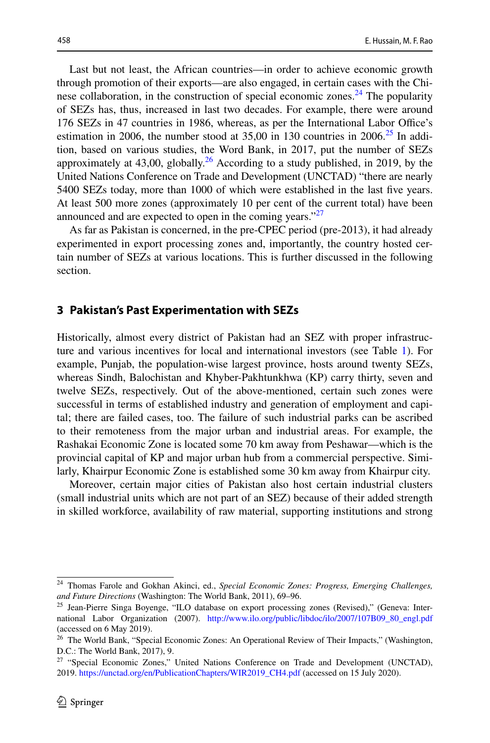Last but not least, the African countries—in order to achieve economic growth through promotion of their exports—are also engaged, in certain cases with the Chinese collaboration, in the construction of special economic zones.[24] The popularity of SEZs has, thus, increased in last two decades. For example, there were around 176 SEZs in 47 countries in 1986, whereas, as per the International Labor Office's estimation in 2006, the number stood at 35,00 in 130 countries in 2006.[25] In addition, based on various studies, the Word Bank, in 2017, put the number of SEZs approximately at 43,00, globally.[26] According to a study published, in 2019, by the United Nations Conference on Trade and Development (UNCTAD) "there are nearly 5400 SEZs today, more than 1000 of which were established in the last five years. At least 500 more zones (approximately 10 per cent of the current total) have been announced and are expected to open in the coming years."[27]

As far as Pakistan is concerned, in the pre-CPEC period (pre-2013), it had already experimented in export processing zones and, importantly, the country hosted certain number of SEZs at various locations. This is further discussed in the following section.

## 3 Pakistan's Past Experimentation with SEZs

Historically, almost every district of Pakistan had an SEZ with proper infrastructure and various incentives for local and international investors (see Table 1). For example, Punjab, the population-wise largest province, hosts around twenty SEZs, whereas Sindh, Balochistan and Khyber-Pakhtunkhwa (KP) carry thirty, seven and twelve SEZs, respectively. Out of the above-mentioned, certain such zones were successful in terms of established industry and generation of employment and capital; there are failed cases, too. The failure of such industrial parks can be ascribed to their remoteness from the major urban and industrial areas. For example, the Rashakai Economic Zone is located some 70 km away from Peshawar—which is the provincial capital of KP and major urban hub from a commercial perspective. Similarly, Khairpur Economic Zone is established some 30 km away from Khairpur city.

Moreover, certain major cities of Pakistan also host certain industrial clusters (small industrial units which are not part of an SEZ) because of their added strength in skilled workforce, availability of raw material, supporting institutions and strong

---

[24] Thomas Farole and Gokhan Akinci, ed., *Special Economic Zones: Progress, Emerging Challenges, and Future Directions* (Washington: The World Bank, 2011), 69–96.

[25] Jean-Pierre Singa Boyenge, "ILO database on export processing zones (Revised)," (Geneva: International Labor Organization (2007). http://www.ilo.org/public/libdoc/ilo/2007/107B09_80_engl.pdf (accessed on 6 May 2019).

[26] The World Bank, "Special Economic Zones: An Operational Review of Their Impacts," (Washington, D.C.: The World Bank, 2017), 9.

[27] "Special Economic Zones," United Nations Conference on Trade and Development (UNCTAD), 2019. https://unctad.org/en/PublicationChapters/WIR2019_CH4.pdf (accessed on 15 July 2020).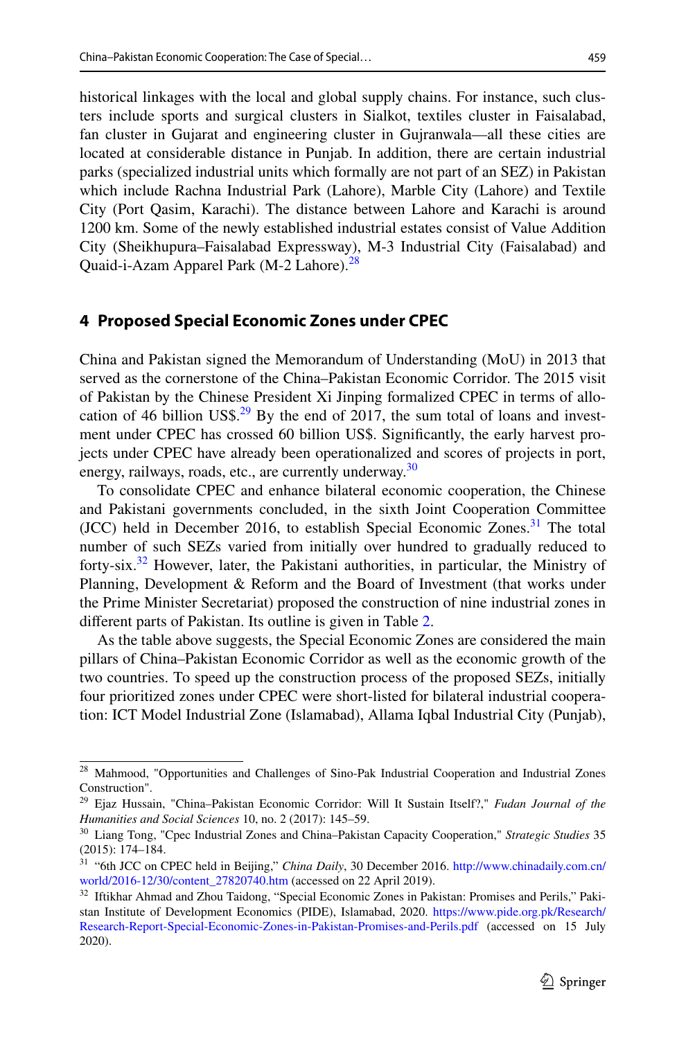historical linkages with the local and global supply chains. For instance, such clusters include sports and surgical clusters in Sialkot, textiles cluster in Faisalabad, fan cluster in Gujarat and engineering cluster in Gujranwala—all these cities are located at considerable distance in Punjab. In addition, there are certain industrial parks (specialized industrial units which formally are not part of an SEZ) in Pakistan which include Rachna Industrial Park (Lahore), Marble City (Lahore) and Textile City (Port Qasim, Karachi). The distance between Lahore and Karachi is around 1200 km. Some of the newly established industrial estates consist of Value Addition City (Sheikhupura–Faisalabad Expressway), M-3 Industrial City (Faisalabad) and Quaid-i-Azam Apparel Park (M-2 Lahore).[28]

## 4 Proposed Special Economic Zones under CPEC

China and Pakistan signed the Memorandum of Understanding (MoU) in 2013 that served as the cornerstone of the China–Pakistan Economic Corridor. The 2015 visit of Pakistan by the Chinese President Xi Jinping formalized CPEC in terms of allocation of 46 billion US$.[29] By the end of 2017, the sum total of loans and investment under CPEC has crossed 60 billion US$. Significantly, the early harvest projects under CPEC have already been operationalized and scores of projects in port, energy, railways, roads, etc., are currently underway.[30]

To consolidate CPEC and enhance bilateral economic cooperation, the Chinese and Pakistani governments concluded, in the sixth Joint Cooperation Committee (JCC) held in December 2016, to establish Special Economic Zones.[31] The total number of such SEZs varied from initially over hundred to gradually reduced to forty-six.[32] However, later, the Pakistani authorities, in particular, the Ministry of Planning, Development & Reform and the Board of Investment (that works under the Prime Minister Secretariat) proposed the construction of nine industrial zones in different parts of Pakistan. Its outline is given in Table 2.

As the table above suggests, the Special Economic Zones are considered the main pillars of China–Pakistan Economic Corridor as well as the economic growth of the two countries. To speed up the construction process of the proposed SEZs, initially four prioritized zones under CPEC were short-listed for bilateral industrial cooperation: ICT Model Industrial Zone (Islamabad), Allama Iqbal Industrial City (Punjab),

---

[28] Mahmood, "Opportunities and Challenges of Sino-Pak Industrial Cooperation and Industrial Zones Construction".

[29] Ejaz Hussain, "China–Pakistan Economic Corridor: Will It Sustain Itself?," *Fudan Journal of the Humanities and Social Sciences* 10, no. 2 (2017): 145–59.

[30] Liang Tong, "Cpec Industrial Zones and China–Pakistan Capacity Cooperation," *Strategic Studies* 35 (2015): 174–184.

[31] "6th JCC on CPEC held in Beijing," *China Daily*, 30 December 2016. http://www.chinadaily.com.cn/world/2016-12/30/content_27820740.htm (accessed on 22 April 2019).

[32] Iftikhar Ahmad and Zhou Taidong, "Special Economic Zones in Pakistan: Promises and Perils," Pakistan Institute of Development Economics (PIDE), Islamabad, 2020. https://www.pide.org.pk/Research/Research-Report-Special-Economic-Zones-in-Pakistan-Promises-and-Perils.pdf (accessed on 15 July 2020).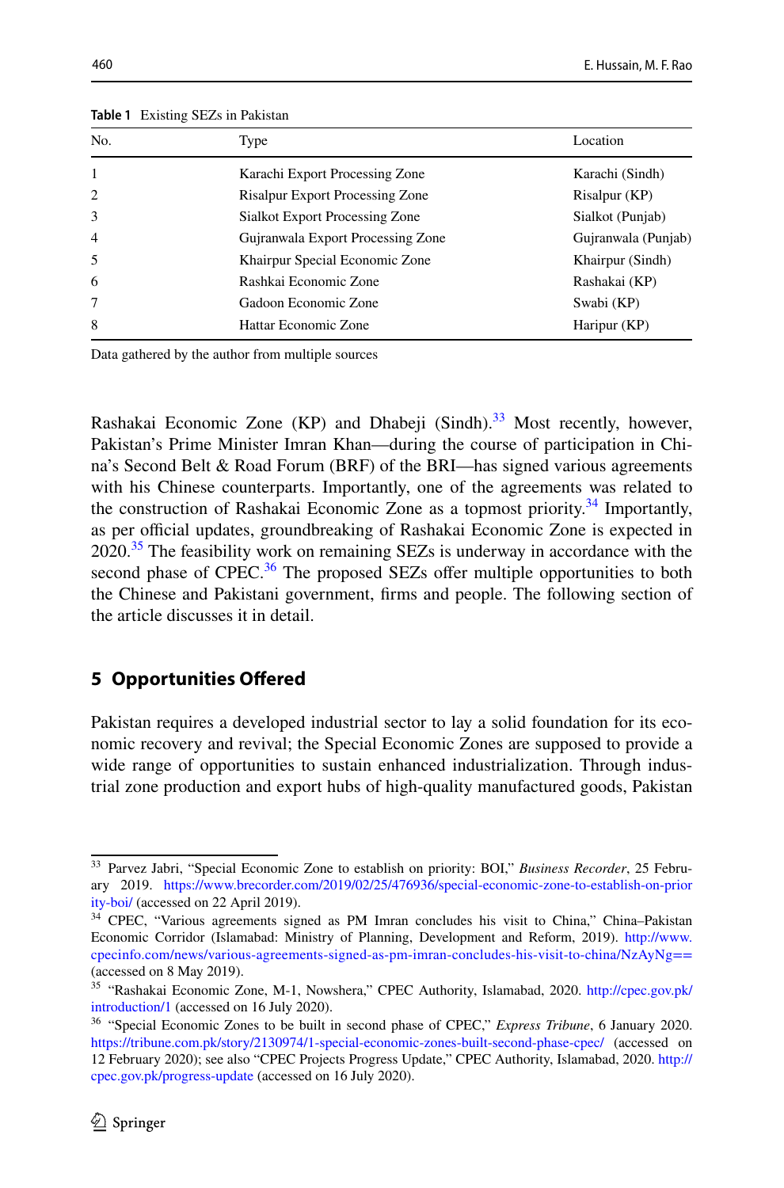**Table 1** Existing SEZs in Pakistan

| No. | Type | Location |
|---|---|---|
| 1 | Karachi Export Processing Zone | Karachi (Sindh) |
| 2 | Risalpur Export Processing Zone | Risalpur (KP) |
| 3 | Sialkot Export Processing Zone | Sialkot (Punjab) |
| 4 | Gujranwala Export Processing Zone | Gujranwala (Punjab) |
| 5 | Khairpur Special Economic Zone | Khairpur (Sindh) |
| 6 | Rashkai Economic Zone | Rashakai (KP) |
| 7 | Gadoon Economic Zone | Swabi (KP) |
| 8 | Hattar Economic Zone | Haripur (KP) |

Data gathered by the author from multiple sources

Rashakai Economic Zone (KP) and Dhabeji (Sindh).[33] Most recently, however, Pakistan's Prime Minister Imran Khan—during the course of participation in China's Second Belt & Road Forum (BRF) of the BRI—has signed various agreements with his Chinese counterparts. Importantly, one of the agreements was related to the construction of Rashakai Economic Zone as a topmost priority.[34] Importantly, as per official updates, groundbreaking of Rashakai Economic Zone is expected in 2020.[35] The feasibility work on remaining SEZs is underway in accordance with the second phase of CPEC.[36] The proposed SEZs offer multiple opportunities to both the Chinese and Pakistani government, firms and people. The following section of the article discusses it in detail.

## 5 Opportunities Offered

Pakistan requires a developed industrial sector to lay a solid foundation for its economic recovery and revival; the Special Economic Zones are supposed to provide a wide range of opportunities to sustain enhanced industrialization. Through industrial zone production and export hubs of high-quality manufactured goods, Pakistan

---

[33] Parvez Jabri, "Special Economic Zone to establish on priority: BOI," *Business Recorder*, 25 February 2019. https://www.brecorder.com/2019/02/25/476936/special-economic-zone-to-establish-on-priority-boi/ (accessed on 22 April 2019).

[34] CPEC, "Various agreements signed as PM Imran concludes his visit to China," China–Pakistan Economic Corridor (Islamabad: Ministry of Planning, Development and Reform, 2019). http://www.cpecinfo.com/news/various-agreements-signed-as-pm-imran-concludes-his-visit-to-china/NzAyNg== (accessed on 8 May 2019).

[35] "Rashakai Economic Zone, M-1, Nowshera," CPEC Authority, Islamabad, 2020. http://cpec.gov.pk/introduction/1 (accessed on 16 July 2020).

[36] "Special Economic Zones to be built in second phase of CPEC," *Express Tribune*, 6 January 2020. https://tribune.com.pk/story/2130974/1-special-economic-zones-built-second-phase-cpec/ (accessed on 12 February 2020); see also "CPEC Projects Progress Update," CPEC Authority, Islamabad, 2020. http://cpec.gov.pk/progress-update (accessed on 16 July 2020).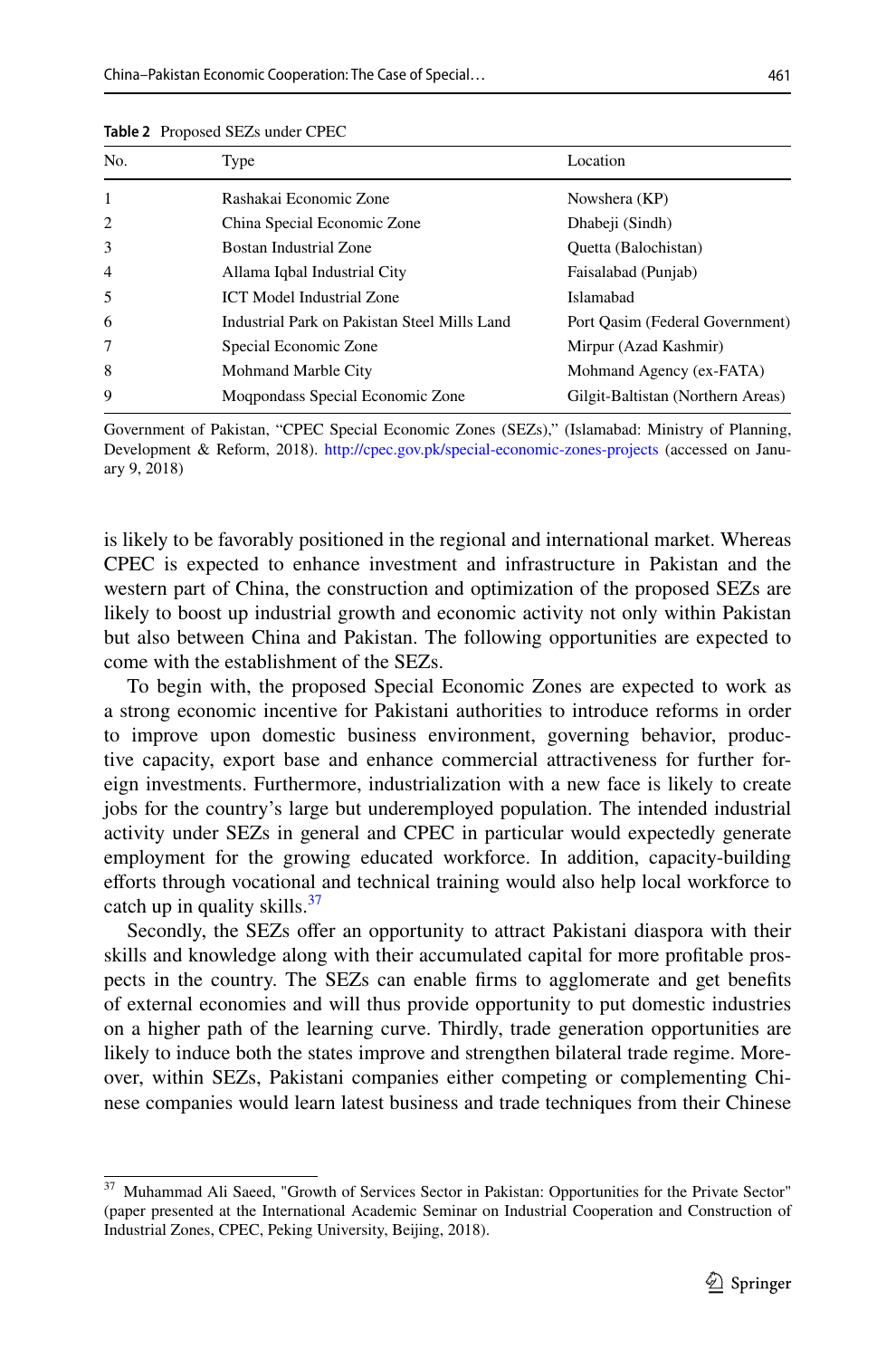**Table 2** Proposed SEZs under CPEC

| No. | Type | Location |
|---|---|---|
| 1 | Rashakai Economic Zone | Nowshera (KP) |
| 2 | China Special Economic Zone | Dhabeji (Sindh) |
| 3 | Bostan Industrial Zone | Quetta (Balochistan) |
| 4 | Allama Iqbal Industrial City | Faisalabad (Punjab) |
| 5 | ICT Model Industrial Zone | Islamabad |
| 6 | Industrial Park on Pakistan Steel Mills Land | Port Qasim (Federal Government) |
| 7 | Special Economic Zone | Mirpur (Azad Kashmir) |
| 8 | Mohmand Marble City | Mohmand Agency (ex-FATA) |
| 9 | Moqpondass Special Economic Zone | Gilgit-Baltistan (Northern Areas) |

Government of Pakistan, "CPEC Special Economic Zones (SEZs)," (Islamabad: Ministry of Planning, Development & Reform, 2018). http://cpec.gov.pk/special-economic-zones-projects (accessed on January 9, 2018)

is likely to be favorably positioned in the regional and international market. Whereas CPEC is expected to enhance investment and infrastructure in Pakistan and the western part of China, the construction and optimization of the proposed SEZs are likely to boost up industrial growth and economic activity not only within Pakistan but also between China and Pakistan. The following opportunities are expected to come with the establishment of the SEZs.

To begin with, the proposed Special Economic Zones are expected to work as a strong economic incentive for Pakistani authorities to introduce reforms in order to improve upon domestic business environment, governing behavior, productive capacity, export base and enhance commercial attractiveness for further foreign investments. Furthermore, industrialization with a new face is likely to create jobs for the country's large but underemployed population. The intended industrial activity under SEZs in general and CPEC in particular would expectedly generate employment for the growing educated workforce. In addition, capacity-building efforts through vocational and technical training would also help local workforce to catch up in quality skills.[37]

Secondly, the SEZs offer an opportunity to attract Pakistani diaspora with their skills and knowledge along with their accumulated capital for more profitable prospects in the country. The SEZs can enable firms to agglomerate and get benefits of external economies and will thus provide opportunity to put domestic industries on a higher path of the learning curve. Thirdly, trade generation opportunities are likely to induce both the states improve and strengthen bilateral trade regime. Moreover, within SEZs, Pakistani companies either competing or complementing Chinese companies would learn latest business and trade techniques from their Chinese

[37] Muhammad Ali Saeed, "Growth of Services Sector in Pakistan: Opportunities for the Private Sector" (paper presented at the International Academic Seminar on Industrial Cooperation and Construction of Industrial Zones, CPEC, Peking University, Beijing, 2018).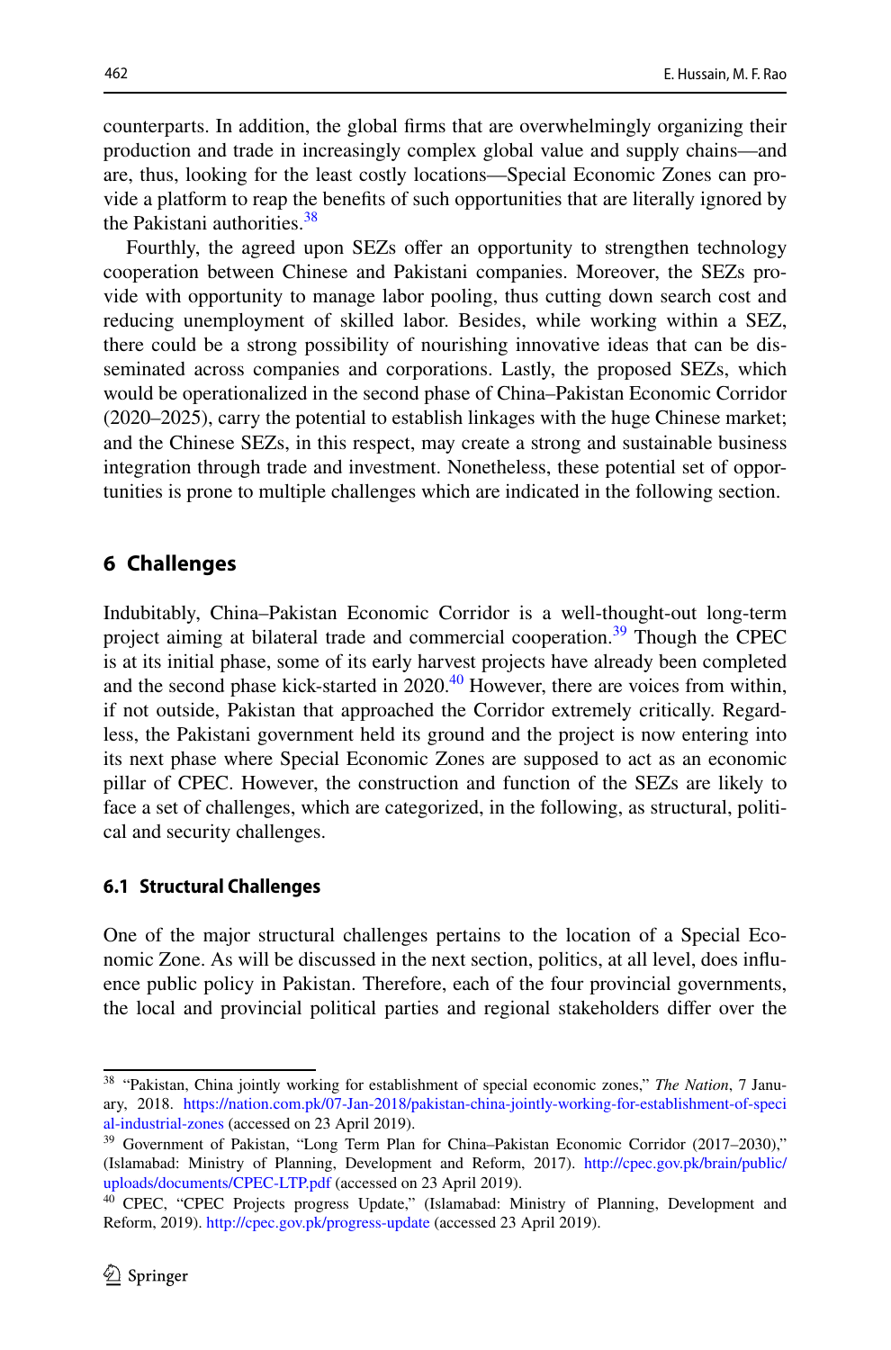counterparts. In addition, the global firms that are overwhelmingly organizing their production and trade in increasingly complex global value and supply chains—and are, thus, looking for the least costly locations—Special Economic Zones can provide a platform to reap the benefits of such opportunities that are literally ignored by the Pakistani authorities.[38]

Fourthly, the agreed upon SEZs offer an opportunity to strengthen technology cooperation between Chinese and Pakistani companies. Moreover, the SEZs provide with opportunity to manage labor pooling, thus cutting down search cost and reducing unemployment of skilled labor. Besides, while working within a SEZ, there could be a strong possibility of nourishing innovative ideas that can be disseminated across companies and corporations. Lastly, the proposed SEZs, which would be operationalized in the second phase of China–Pakistan Economic Corridor (2020–2025), carry the potential to establish linkages with the huge Chinese market; and the Chinese SEZs, in this respect, may create a strong and sustainable business integration through trade and investment. Nonetheless, these potential set of opportunities is prone to multiple challenges which are indicated in the following section.

## 6 Challenges

Indubitably, China–Pakistan Economic Corridor is a well-thought-out long-term project aiming at bilateral trade and commercial cooperation.[39] Though the CPEC is at its initial phase, some of its early harvest projects have already been completed and the second phase kick-started in 2020.[40] However, there are voices from within, if not outside, Pakistan that approached the Corridor extremely critically. Regardless, the Pakistani government held its ground and the project is now entering into its next phase where Special Economic Zones are supposed to act as an economic pillar of CPEC. However, the construction and function of the SEZs are likely to face a set of challenges, which are categorized, in the following, as structural, political and security challenges.

### 6.1 Structural Challenges

One of the major structural challenges pertains to the location of a Special Economic Zone. As will be discussed in the next section, politics, at all level, does influence public policy in Pakistan. Therefore, each of the four provincial governments, the local and provincial political parties and regional stakeholders differ over the

---

[38] "Pakistan, China jointly working for establishment of special economic zones," *The Nation*, 7 January, 2018. https://nation.com.pk/07-Jan-2018/pakistan-china-jointly-working-for-establishment-of-special-industrial-zones (accessed on 23 April 2019).

[39] Government of Pakistan, "Long Term Plan for China–Pakistan Economic Corridor (2017–2030)," (Islamabad: Ministry of Planning, Development and Reform, 2017). http://cpec.gov.pk/brain/public/uploads/documents/CPEC-LTP.pdf (accessed on 23 April 2019).

[40] CPEC, "CPEC Projects progress Update," (Islamabad: Ministry of Planning, Development and Reform, 2019). http://cpec.gov.pk/progress-update (accessed 23 April 2019).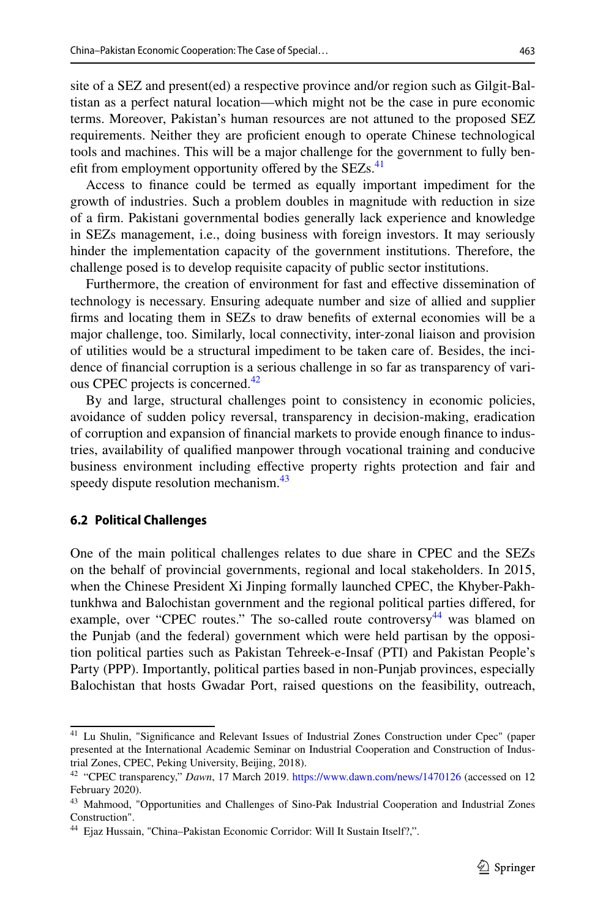site of a SEZ and present(ed) a respective province and/or region such as Gilgit-Baltistan as a perfect natural location—which might not be the case in pure economic terms. Moreover, Pakistan's human resources are not attuned to the proposed SEZ requirements. Neither they are proficient enough to operate Chinese technological tools and machines. This will be a major challenge for the government to fully benefit from employment opportunity offered by the SEZs.[41]

Access to finance could be termed as equally important impediment for the growth of industries. Such a problem doubles in magnitude with reduction in size of a firm. Pakistani governmental bodies generally lack experience and knowledge in SEZs management, i.e., doing business with foreign investors. It may seriously hinder the implementation capacity of the government institutions. Therefore, the challenge posed is to develop requisite capacity of public sector institutions.

Furthermore, the creation of environment for fast and effective dissemination of technology is necessary. Ensuring adequate number and size of allied and supplier firms and locating them in SEZs to draw benefits of external economies will be a major challenge, too. Similarly, local connectivity, inter-zonal liaison and provision of utilities would be a structural impediment to be taken care of. Besides, the incidence of financial corruption is a serious challenge in so far as transparency of various CPEC projects is concerned.[42]

By and large, structural challenges point to consistency in economic policies, avoidance of sudden policy reversal, transparency in decision-making, eradication of corruption and expansion of financial markets to provide enough finance to industries, availability of qualified manpower through vocational training and conducive business environment including effective property rights protection and fair and speedy dispute resolution mechanism.[43]

### 6.2 Political Challenges

One of the main political challenges relates to due share in CPEC and the SEZs on the behalf of provincial governments, regional and local stakeholders. In 2015, when the Chinese President Xi Jinping formally launched CPEC, the Khyber-Pakhtunkhwa and Balochistan government and the regional political parties differed, for example, over "CPEC routes." The so-called route controversy[44] was blamed on the Punjab (and the federal) government which were held partisan by the opposition political parties such as Pakistan Tehreek-e-Insaf (PTI) and Pakistan People's Party (PPP). Importantly, political parties based in non-Punjab provinces, especially Balochistan that hosts Gwadar Port, raised questions on the feasibility, outreach,

---

[41] Lu Shulin, "Significance and Relevant Issues of Industrial Zones Construction under Cpec" (paper presented at the International Academic Seminar on Industrial Cooperation and Construction of Industrial Zones, CPEC, Peking University, Beijing, 2018).

[42] "CPEC transparency," *Dawn*, 17 March 2019. https://www.dawn.com/news/1470126 (accessed on 12 February 2020).

[43] Mahmood, "Opportunities and Challenges of Sino-Pak Industrial Cooperation and Industrial Zones Construction".

[44] Ejaz Hussain, "China–Pakistan Economic Corridor: Will It Sustain Itself?,".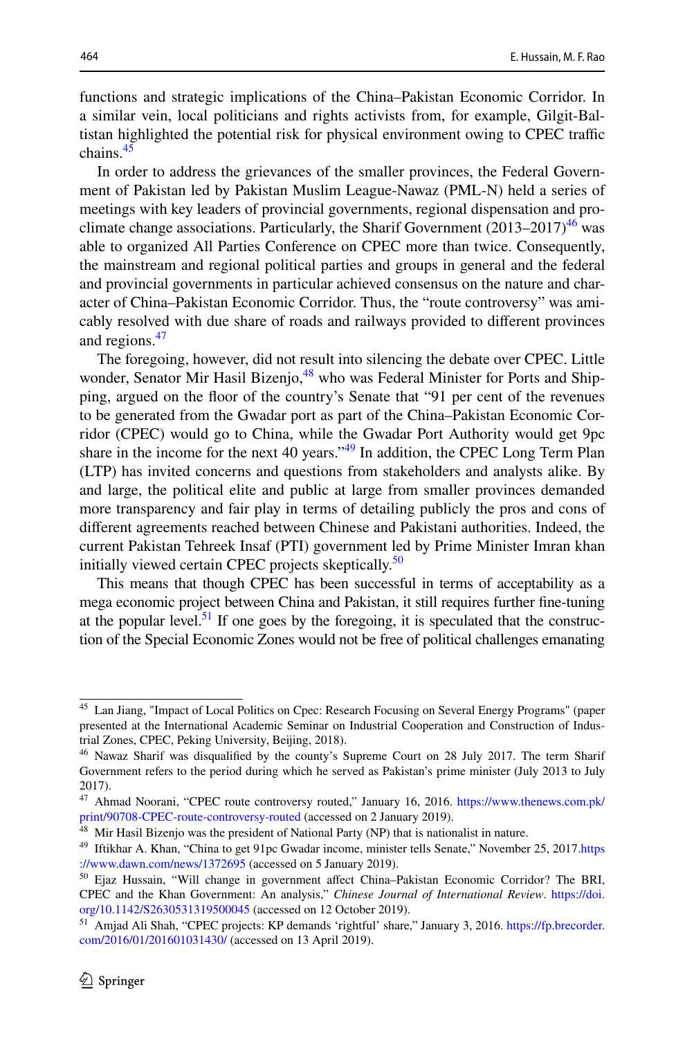functions and strategic implications of the China–Pakistan Economic Corridor. In a similar vein, local politicians and rights activists from, for example, Gilgit-Baltistan highlighted the potential risk for physical environment owing to CPEC traffic chains.[45]

In order to address the grievances of the smaller provinces, the Federal Government of Pakistan led by Pakistan Muslim League-Nawaz (PML-N) held a series of meetings with key leaders of provincial governments, regional dispensation and pro-climate change associations. Particularly, the Sharif Government (2013–2017)[46] was able to organized All Parties Conference on CPEC more than twice. Consequently, the mainstream and regional political parties and groups in general and the federal and provincial governments in particular achieved consensus on the nature and character of China–Pakistan Economic Corridor. Thus, the "route controversy" was amicably resolved with due share of roads and railways provided to different provinces and regions.[47]

The foregoing, however, did not result into silencing the debate over CPEC. Little wonder, Senator Mir Hasil Bizenjo,[48] who was Federal Minister for Ports and Shipping, argued on the floor of the country's Senate that "91 per cent of the revenues to be generated from the Gwadar port as part of the China–Pakistan Economic Corridor (CPEC) would go to China, while the Gwadar Port Authority would get 9pc share in the income for the next 40 years."[49] In addition, the CPEC Long Term Plan (LTP) has invited concerns and questions from stakeholders and analysts alike. By and large, the political elite and public at large from smaller provinces demanded more transparency and fair play in terms of detailing publicly the pros and cons of different agreements reached between Chinese and Pakistani authorities. Indeed, the current Pakistan Tehreek Insaf (PTI) government led by Prime Minister Imran khan initially viewed certain CPEC projects skeptically.[50]

This means that though CPEC has been successful in terms of acceptability as a mega economic project between China and Pakistan, it still requires further fine-tuning at the popular level.[51] If one goes by the foregoing, it is speculated that the construction of the Special Economic Zones would not be free of political challenges emanating

---

[45] Lan Jiang, "Impact of Local Politics on Cpec: Research Focusing on Several Energy Programs" (paper presented at the International Academic Seminar on Industrial Cooperation and Construction of Industrial Zones, CPEC, Peking University, Beijing, 2018).

[46] Nawaz Sharif was disqualified by the county's Supreme Court on 28 July 2017. The term Sharif Government refers to the period during which he served as Pakistan's prime minister (July 2013 to July 2017).

[47] Ahmad Noorani, "CPEC route controversy routed," January 16, 2016. https://www.thenews.com.pk/print/90708-CPEC-route-controversy-routed (accessed on 2 January 2019).

[48] Mir Hasil Bizenjo was the president of National Party (NP) that is nationalist in nature.

[49] Iftikhar A. Khan, "China to get 91pc Gwadar income, minister tells Senate," November 25, 2017.https://www.dawn.com/news/1372695 (accessed on 5 January 2019).

[50] Ejaz Hussain, "Will change in government affect China–Pakistan Economic Corridor? The BRI, CPEC and the Khan Government: An analysis," *Chinese Journal of International Review*. https://doi.org/10.1142/S2630531319500045 (accessed on 12 October 2019).

[51] Amjad Ali Shah, "CPEC projects: KP demands 'rightful' share," January 3, 2016. https://fp.brecorder.com/2016/01/201601031430/ (accessed on 13 April 2019).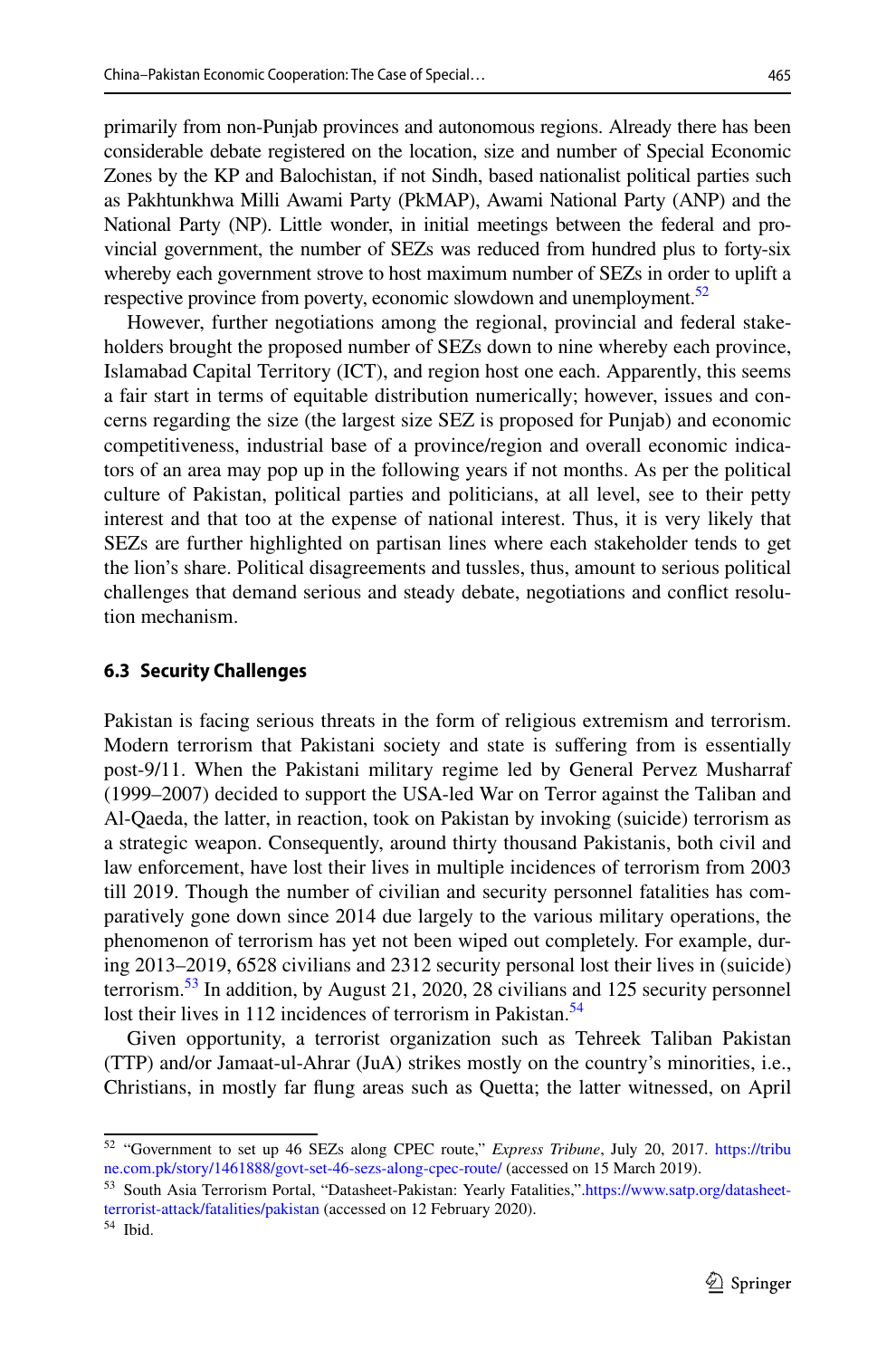primarily from non-Punjab provinces and autonomous regions. Already there has been considerable debate registered on the location, size and number of Special Economic Zones by the KP and Balochistan, if not Sindh, based nationalist political parties such as Pakhtunkhwa Milli Awami Party (PkMAP), Awami National Party (ANP) and the National Party (NP). Little wonder, in initial meetings between the federal and provincial government, the number of SEZs was reduced from hundred plus to forty-six whereby each government strove to host maximum number of SEZs in order to uplift a respective province from poverty, economic slowdown and unemployment.[52]

However, further negotiations among the regional, provincial and federal stakeholders brought the proposed number of SEZs down to nine whereby each province, Islamabad Capital Territory (ICT), and region host one each. Apparently, this seems a fair start in terms of equitable distribution numerically; however, issues and concerns regarding the size (the largest size SEZ is proposed for Punjab) and economic competitiveness, industrial base of a province/region and overall economic indicators of an area may pop up in the following years if not months. As per the political culture of Pakistan, political parties and politicians, at all level, see to their petty interest and that too at the expense of national interest. Thus, it is very likely that SEZs are further highlighted on partisan lines where each stakeholder tends to get the lion's share. Political disagreements and tussles, thus, amount to serious political challenges that demand serious and steady debate, negotiations and conflict resolution mechanism.

### 6.3 Security Challenges

Pakistan is facing serious threats in the form of religious extremism and terrorism. Modern terrorism that Pakistani society and state is suffering from is essentially post-9/11. When the Pakistani military regime led by General Pervez Musharraf (1999–2007) decided to support the USA-led War on Terror against the Taliban and Al-Qaeda, the latter, in reaction, took on Pakistan by invoking (suicide) terrorism as a strategic weapon. Consequently, around thirty thousand Pakistanis, both civil and law enforcement, have lost their lives in multiple incidences of terrorism from 2003 till 2019. Though the number of civilian and security personnel fatalities has comparatively gone down since 2014 due largely to the various military operations, the phenomenon of terrorism has yet not been wiped out completely. For example, during 2013–2019, 6528 civilians and 2312 security personal lost their lives in (suicide) terrorism.[53] In addition, by August 21, 2020, 28 civilians and 125 security personnel lost their lives in 112 incidences of terrorism in Pakistan.[54]

Given opportunity, a terrorist organization such as Tehreek Taliban Pakistan (TTP) and/or Jamaat-ul-Ahrar (JuA) strikes mostly on the country's minorities, i.e., Christians, in mostly far flung areas such as Quetta; the latter witnessed, on April

---

[52] "Government to set up 46 SEZs along CPEC route," *Express Tribune*, July 20, 2017. https://tribune.com.pk/story/1461888/govt-set-46-sezs-along-cpec-route/ (accessed on 15 March 2019).

[53] South Asia Terrorism Portal, "Datasheet-Pakistan: Yearly Fatalities,".https://www.satp.org/datasheet-terrorist-attack/fatalities/pakistan (accessed on 12 February 2020).

[54] Ibid.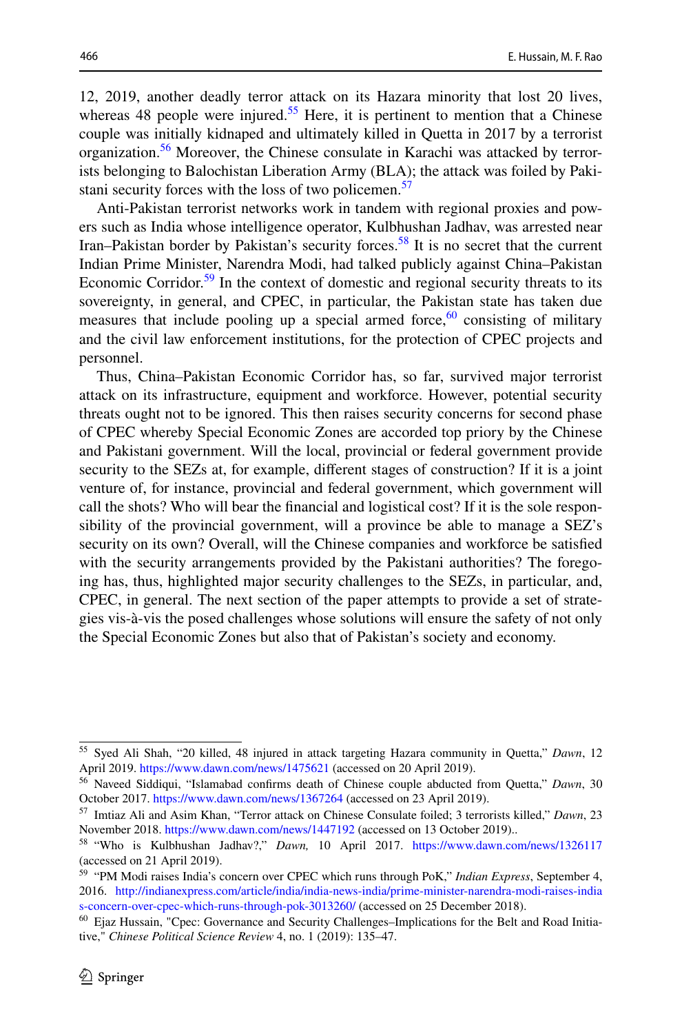12, 2019, another deadly terror attack on its Hazara minority that lost 20 lives, whereas 48 people were injured.[55] Here, it is pertinent to mention that a Chinese couple was initially kidnaped and ultimately killed in Quetta in 2017 by a terrorist organization.[56] Moreover, the Chinese consulate in Karachi was attacked by terrorists belonging to Balochistan Liberation Army (BLA); the attack was foiled by Pakistani security forces with the loss of two policemen.[57]

Anti-Pakistan terrorist networks work in tandem with regional proxies and powers such as India whose intelligence operator, Kulbhushan Jadhav, was arrested near Iran–Pakistan border by Pakistan's security forces.[58] It is no secret that the current Indian Prime Minister, Narendra Modi, had talked publicly against China–Pakistan Economic Corridor.[59] In the context of domestic and regional security threats to its sovereignty, in general, and CPEC, in particular, the Pakistan state has taken due measures that include pooling up a special armed force,[60] consisting of military and the civil law enforcement institutions, for the protection of CPEC projects and personnel.

Thus, China–Pakistan Economic Corridor has, so far, survived major terrorist attack on its infrastructure, equipment and workforce. However, potential security threats ought not to be ignored. This then raises security concerns for second phase of CPEC whereby Special Economic Zones are accorded top priory by the Chinese and Pakistani government. Will the local, provincial or federal government provide security to the SEZs at, for example, different stages of construction? If it is a joint venture of, for instance, provincial and federal government, which government will call the shots? Who will bear the financial and logistical cost? If it is the sole responsibility of the provincial government, will a province be able to manage a SEZ's security on its own? Overall, will the Chinese companies and workforce be satisfied with the security arrangements provided by the Pakistani authorities? The foregoing has, thus, highlighted major security challenges to the SEZs, in particular, and, CPEC, in general. The next section of the paper attempts to provide a set of strategies vis-à-vis the posed challenges whose solutions will ensure the safety of not only the Special Economic Zones but also that of Pakistan's society and economy.

---

[55] Syed Ali Shah, "20 killed, 48 injured in attack targeting Hazara community in Quetta," *Dawn*, 12 April 2019. https://www.dawn.com/news/1475621 (accessed on 20 April 2019).

[56] Naveed Siddiqui, "Islamabad confirms death of Chinese couple abducted from Quetta," *Dawn*, 30 October 2017. https://www.dawn.com/news/1367264 (accessed on 23 April 2019).

[57] Imtiaz Ali and Asim Khan, "Terror attack on Chinese Consulate foiled; 3 terrorists killed," *Dawn*, 23 November 2018. https://www.dawn.com/news/1447192 (accessed on 13 October 2019)..

[58] "Who is Kulbhushan Jadhav?," *Dawn*, 10 April 2017. https://www.dawn.com/news/1326117 (accessed on 21 April 2019).

[59] "PM Modi raises India's concern over CPEC which runs through PoK," *Indian Express*, September 4, 2016. http://indianexpress.com/article/india/india-news-india/prime-minister-narendra-modi-raises-indias-concern-over-cpec-which-runs-through-pok-3013260/ (accessed on 25 December 2018).

[60] Ejaz Hussain, "Cpec: Governance and Security Challenges–Implications for the Belt and Road Initiative," *Chinese Political Science Review* 4, no. 1 (2019): 135–47.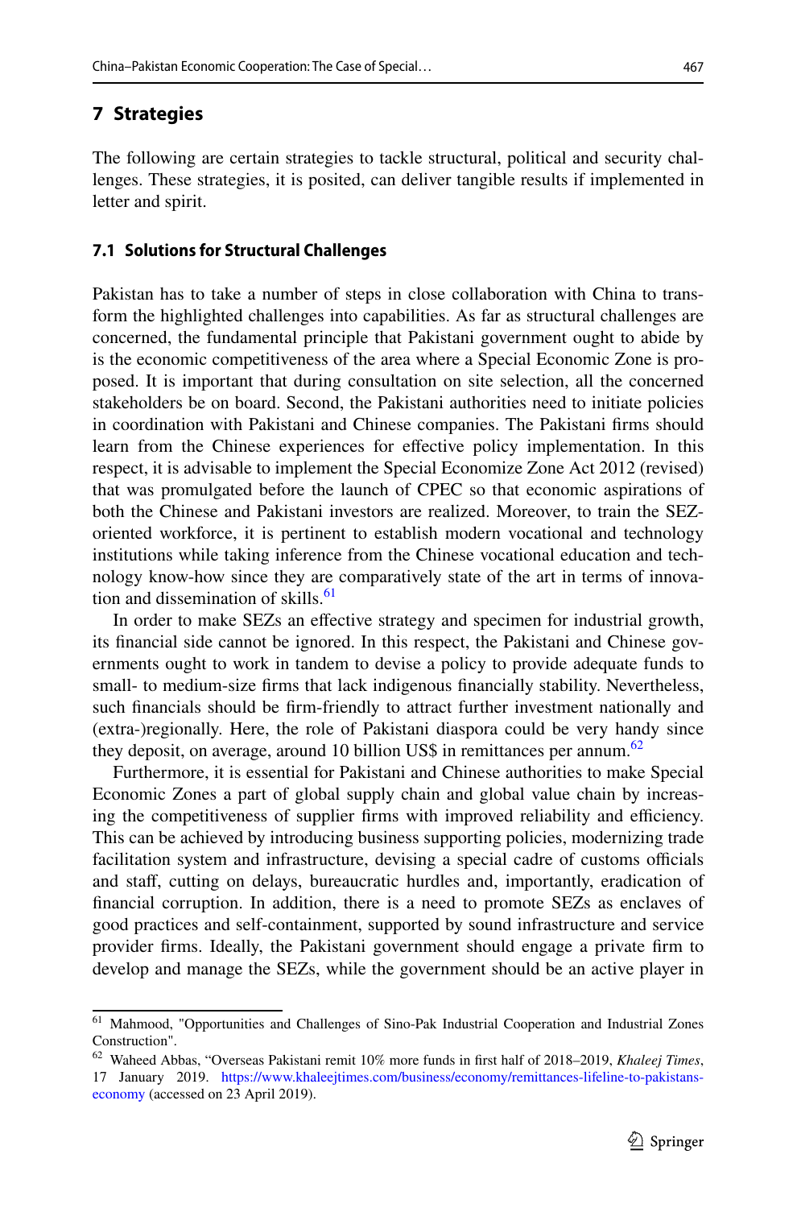## 7 Strategies

The following are certain strategies to tackle structural, political and security challenges. These strategies, it is posited, can deliver tangible results if implemented in letter and spirit.

### 7.1 Solutions for Structural Challenges

Pakistan has to take a number of steps in close collaboration with China to transform the highlighted challenges into capabilities. As far as structural challenges are concerned, the fundamental principle that Pakistani government ought to abide by is the economic competitiveness of the area where a Special Economic Zone is proposed. It is important that during consultation on site selection, all the concerned stakeholders be on board. Second, the Pakistani authorities need to initiate policies in coordination with Pakistani and Chinese companies. The Pakistani firms should learn from the Chinese experiences for effective policy implementation. In this respect, it is advisable to implement the Special Economize Zone Act 2012 (revised) that was promulgated before the launch of CPEC so that economic aspirations of both the Chinese and Pakistani investors are realized. Moreover, to train the SEZ-oriented workforce, it is pertinent to establish modern vocational and technology institutions while taking inference from the Chinese vocational education and technology know-how since they are comparatively state of the art in terms of innovation and dissemination of skills.[61]

In order to make SEZs an effective strategy and specimen for industrial growth, its financial side cannot be ignored. In this respect, the Pakistani and Chinese governments ought to work in tandem to devise a policy to provide adequate funds to small- to medium-size firms that lack indigenous financially stability. Nevertheless, such financials should be firm-friendly to attract further investment nationally and (extra-)regionally. Here, the role of Pakistani diaspora could be very handy since they deposit, on average, around 10 billion US$ in remittances per annum.[62]

Furthermore, it is essential for Pakistani and Chinese authorities to make Special Economic Zones a part of global supply chain and global value chain by increasing the competitiveness of supplier firms with improved reliability and efficiency. This can be achieved by introducing business supporting policies, modernizing trade facilitation system and infrastructure, devising a special cadre of customs officials and staff, cutting on delays, bureaucratic hurdles and, importantly, eradication of financial corruption. In addition, there is a need to promote SEZs as enclaves of good practices and self-containment, supported by sound infrastructure and service provider firms. Ideally, the Pakistani government should engage a private firm to develop and manage the SEZs, while the government should be an active player in

---

[61] Mahmood, "Opportunities and Challenges of Sino-Pak Industrial Cooperation and Industrial Zones Construction".

[62] Waheed Abbas, "Overseas Pakistani remit 10% more funds in first half of 2018–2019, *Khaleej Times*, 17 January 2019. https://www.khaleejtimes.com/business/economy/remittances-lifeline-to-pakistans-economy (accessed on 23 April 2019).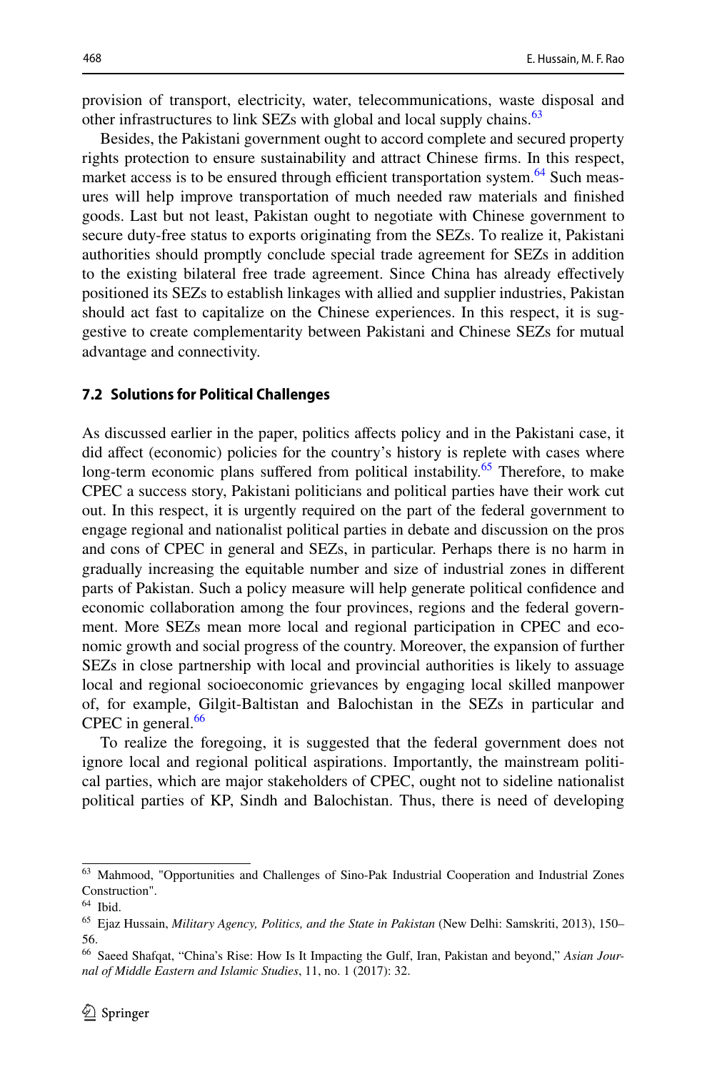provision of transport, electricity, water, telecommunications, waste disposal and other infrastructures to link SEZs with global and local supply chains.[63]

Besides, the Pakistani government ought to accord complete and secured property rights protection to ensure sustainability and attract Chinese firms. In this respect, market access is to be ensured through efficient transportation system.[64] Such measures will help improve transportation of much needed raw materials and finished goods. Last but not least, Pakistan ought to negotiate with Chinese government to secure duty-free status to exports originating from the SEZs. To realize it, Pakistani authorities should promptly conclude special trade agreement for SEZs in addition to the existing bilateral free trade agreement. Since China has already effectively positioned its SEZs to establish linkages with allied and supplier industries, Pakistan should act fast to capitalize on the Chinese experiences. In this respect, it is suggestive to create complementarity between Pakistani and Chinese SEZs for mutual advantage and connectivity.

### 7.2 Solutions for Political Challenges

As discussed earlier in the paper, politics affects policy and in the Pakistani case, it did affect (economic) policies for the country's history is replete with cases where long-term economic plans suffered from political instability.[65] Therefore, to make CPEC a success story, Pakistani politicians and political parties have their work cut out. In this respect, it is urgently required on the part of the federal government to engage regional and nationalist political parties in debate and discussion on the pros and cons of CPEC in general and SEZs, in particular. Perhaps there is no harm in gradually increasing the equitable number and size of industrial zones in different parts of Pakistan. Such a policy measure will help generate political confidence and economic collaboration among the four provinces, regions and the federal government. More SEZs mean more local and regional participation in CPEC and economic growth and social progress of the country. Moreover, the expansion of further SEZs in close partnership with local and provincial authorities is likely to assuage local and regional socioeconomic grievances by engaging local skilled manpower of, for example, Gilgit-Baltistan and Balochistan in the SEZs in particular and CPEC in general.[66]

To realize the foregoing, it is suggested that the federal government does not ignore local and regional political aspirations. Importantly, the mainstream political parties, which are major stakeholders of CPEC, ought not to sideline nationalist political parties of KP, Sindh and Balochistan. Thus, there is need of developing

---

[63] Mahmood, "Opportunities and Challenges of Sino-Pak Industrial Cooperation and Industrial Zones Construction".

[64] Ibid.

[65] Ejaz Hussain, *Military Agency, Politics, and the State in Pakistan* (New Delhi: Samskriti, 2013), 150–56.

[66] Saeed Shafqat, "China's Rise: How Is It Impacting the Gulf, Iran, Pakistan and beyond," *Asian Journal of Middle Eastern and Islamic Studies*, 11, no. 1 (2017): 32.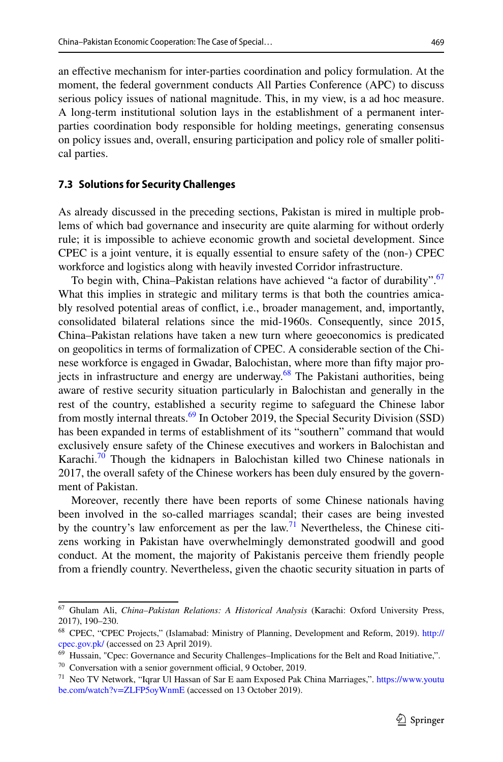an effective mechanism for inter-parties coordination and policy formulation. At the moment, the federal government conducts All Parties Conference (APC) to discuss serious policy issues of national magnitude. This, in my view, is a ad hoc measure. A long-term institutional solution lays in the establishment of a permanent inter-parties coordination body responsible for holding meetings, generating consensus on policy issues and, overall, ensuring participation and policy role of smaller political parties.

### 7.3 Solutions for Security Challenges

As already discussed in the preceding sections, Pakistan is mired in multiple problems of which bad governance and insecurity are quite alarming for without orderly rule; it is impossible to achieve economic growth and societal development. Since CPEC is a joint venture, it is equally essential to ensure safety of the (non-) CPEC workforce and logistics along with heavily invested Corridor infrastructure.

To begin with, China–Pakistan relations have achieved "a factor of durability".[67] What this implies in strategic and military terms is that both the countries amicably resolved potential areas of conflict, i.e., broader management, and, importantly, consolidated bilateral relations since the mid-1960s. Consequently, since 2015, China–Pakistan relations have taken a new turn where geoeconomics is predicated on geopolitics in terms of formalization of CPEC. A considerable section of the Chinese workforce is engaged in Gwadar, Balochistan, where more than fifty major projects in infrastructure and energy are underway.[68] The Pakistani authorities, being aware of restive security situation particularly in Balochistan and generally in the rest of the country, established a security regime to safeguard the Chinese labor from mostly internal threats.[69] In October 2019, the Special Security Division (SSD) has been expanded in terms of establishment of its "southern" command that would exclusively ensure safety of the Chinese executives and workers in Balochistan and Karachi.[70] Though the kidnapers in Balochistan killed two Chinese nationals in 2017, the overall safety of the Chinese workers has been duly ensured by the government of Pakistan.

Moreover, recently there have been reports of some Chinese nationals having been involved in the so-called marriages scandal; their cases are being invested by the country's law enforcement as per the law.[71] Nevertheless, the Chinese citizens working in Pakistan have overwhelmingly demonstrated goodwill and good conduct. At the moment, the majority of Pakistanis perceive them friendly people from a friendly country. Nevertheless, given the chaotic security situation in parts of

---

[67] Ghulam Ali, *China–Pakistan Relations: A Historical Analysis* (Karachi: Oxford University Press, 2017), 190–230.

[68] CPEC, "CPEC Projects," (Islamabad: Ministry of Planning, Development and Reform, 2019). http://cpec.gov.pk/ (accessed on 23 April 2019).

[69] Hussain, "Cpec: Governance and Security Challenges–Implications for the Belt and Road Initiative,".

[70] Conversation with a senior government official, 9 October, 2019.

[71] Neo TV Network, "Iqrar Ul Hassan of Sar E aam Exposed Pak China Marriages,". https://www.youtube.com/watch?v=ZLFP5oyWnmE (accessed on 13 October 2019).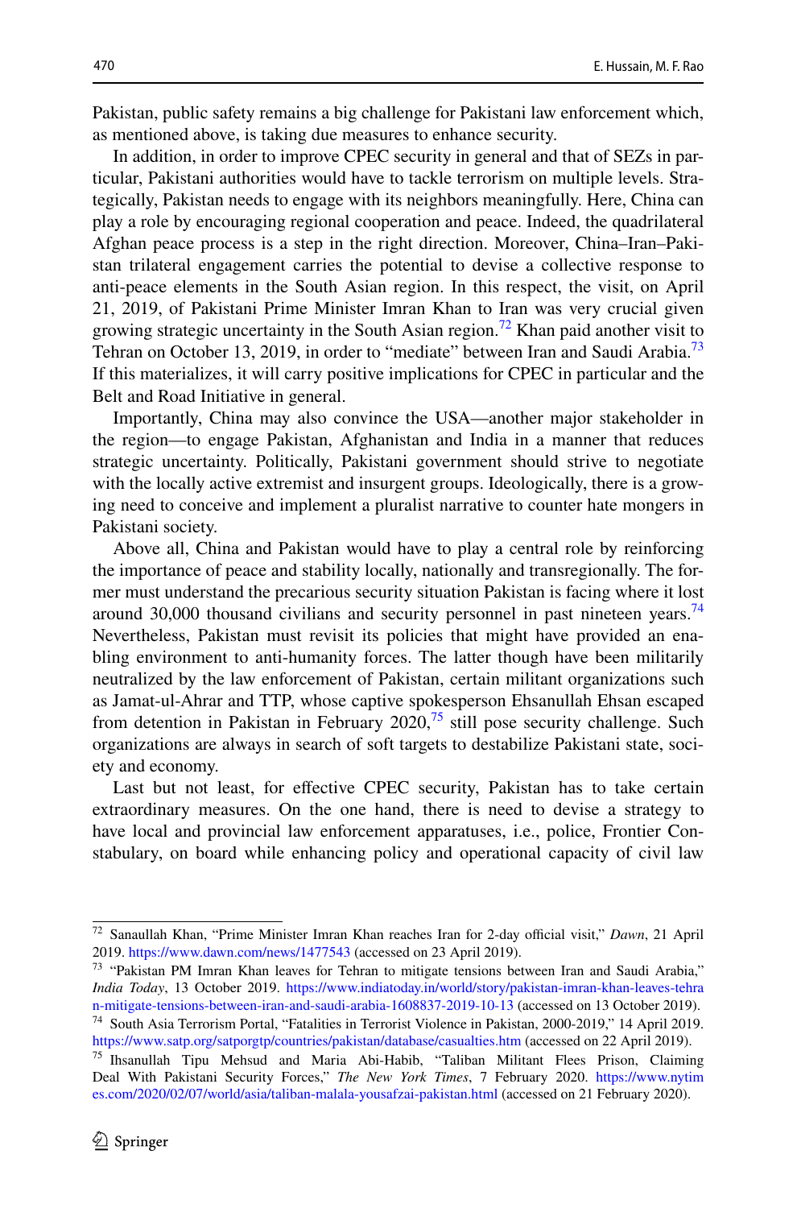Pakistan, public safety remains a big challenge for Pakistani law enforcement which, as mentioned above, is taking due measures to enhance security.

In addition, in order to improve CPEC security in general and that of SEZs in particular, Pakistani authorities would have to tackle terrorism on multiple levels. Strategically, Pakistan needs to engage with its neighbors meaningfully. Here, China can play a role by encouraging regional cooperation and peace. Indeed, the quadrilateral Afghan peace process is a step in the right direction. Moreover, China–Iran–Pakistan trilateral engagement carries the potential to devise a collective response to anti-peace elements in the South Asian region. In this respect, the visit, on April 21, 2019, of Pakistani Prime Minister Imran Khan to Iran was very crucial given growing strategic uncertainty in the South Asian region.[72] Khan paid another visit to Tehran on October 13, 2019, in order to "mediate" between Iran and Saudi Arabia.[73] If this materializes, it will carry positive implications for CPEC in particular and the Belt and Road Initiative in general.

Importantly, China may also convince the USA—another major stakeholder in the region—to engage Pakistan, Afghanistan and India in a manner that reduces strategic uncertainty. Politically, Pakistani government should strive to negotiate with the locally active extremist and insurgent groups. Ideologically, there is a growing need to conceive and implement a pluralist narrative to counter hate mongers in Pakistani society.

Above all, China and Pakistan would have to play a central role by reinforcing the importance of peace and stability locally, nationally and transregionally. The former must understand the precarious security situation Pakistan is facing where it lost around 30,000 thousand civilians and security personnel in past nineteen years.[74] Nevertheless, Pakistan must revisit its policies that might have provided an enabling environment to anti-humanity forces. The latter though have been militarily neutralized by the law enforcement of Pakistan, certain militant organizations such as Jamat-ul-Ahrar and TTP, whose captive spokesperson Ehsanullah Ehsan escaped from detention in Pakistan in February 2020,[75] still pose security challenge. Such organizations are always in search of soft targets to destabilize Pakistani state, society and economy.

Last but not least, for effective CPEC security, Pakistan has to take certain extraordinary measures. On the one hand, there is need to devise a strategy to have local and provincial law enforcement apparatuses, i.e., police, Frontier Constabulary, on board while enhancing policy and operational capacity of civil law

---

[72] Sanaullah Khan, "Prime Minister Imran Khan reaches Iran for 2-day official visit," *Dawn*, 21 April 2019. https://www.dawn.com/news/1477543 (accessed on 23 April 2019).

[73] "Pakistan PM Imran Khan leaves for Tehran to mitigate tensions between Iran and Saudi Arabia," *India Today*, 13 October 2019. https://www.indiatoday.in/world/story/pakistan-imran-khan-leaves-tehran-mitigate-tensions-between-iran-and-saudi-arabia-1608837-2019-10-13 (accessed on 13 October 2019).

[74] South Asia Terrorism Portal, "Fatalities in Terrorist Violence in Pakistan, 2000-2019," 14 April 2019. https://www.satp.org/satporgtp/countries/pakistan/database/casualties.htm (accessed on 22 April 2019).

[75] Ihsanullah Tipu Mehsud and Maria Abi-Habib, "Taliban Militant Flees Prison, Claiming Deal With Pakistani Security Forces," *The New York Times*, 7 February 2020. https://www.nytimes.com/2020/02/07/world/asia/taliban-malala-yousafzai-pakistan.html (accessed on 21 February 2020).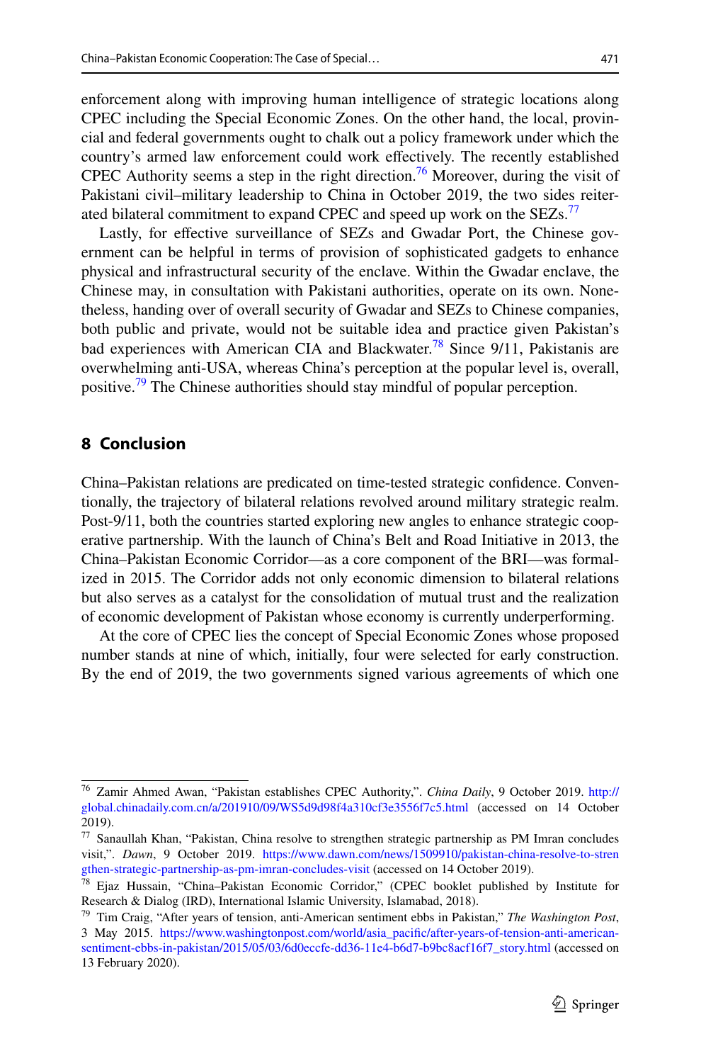enforcement along with improving human intelligence of strategic locations along CPEC including the Special Economic Zones. On the other hand, the local, provincial and federal governments ought to chalk out a policy framework under which the country's armed law enforcement could work effectively. The recently established CPEC Authority seems a step in the right direction.[76] Moreover, during the visit of Pakistani civil–military leadership to China in October 2019, the two sides reiterated bilateral commitment to expand CPEC and speed up work on the SEZs.[77]

Lastly, for effective surveillance of SEZs and Gwadar Port, the Chinese government can be helpful in terms of provision of sophisticated gadgets to enhance physical and infrastructural security of the enclave. Within the Gwadar enclave, the Chinese may, in consultation with Pakistani authorities, operate on its own. Nonetheless, handing over of overall security of Gwadar and SEZs to Chinese companies, both public and private, would not be suitable idea and practice given Pakistan's bad experiences with American CIA and Blackwater.[78] Since 9/11, Pakistanis are overwhelming anti-USA, whereas China's perception at the popular level is, overall, positive.[79] The Chinese authorities should stay mindful of popular perception.

## 8 Conclusion

China–Pakistan relations are predicated on time-tested strategic confidence. Conventionally, the trajectory of bilateral relations revolved around military strategic realm. Post-9/11, both the countries started exploring new angles to enhance strategic cooperative partnership. With the launch of China's Belt and Road Initiative in 2013, the China–Pakistan Economic Corridor—as a core component of the BRI—was formalized in 2015. The Corridor adds not only economic dimension to bilateral relations but also serves as a catalyst for the consolidation of mutual trust and the realization of economic development of Pakistan whose economy is currently underperforming.

At the core of CPEC lies the concept of Special Economic Zones whose proposed number stands at nine of which, initially, four were selected for early construction. By the end of 2019, the two governments signed various agreements of which one

---

[76] Zamir Ahmed Awan, "Pakistan establishes CPEC Authority,". *China Daily*, 9 October 2019. http://global.chinadaily.com.cn/a/201910/09/WS5d9d98f4a310cf3e3556f7c5.html (accessed on 14 October 2019).

[77] Sanaullah Khan, "Pakistan, China resolve to strengthen strategic partnership as PM Imran concludes visit,". *Dawn*, 9 October 2019. https://www.dawn.com/news/1509910/pakistan-china-resolve-to-strengthen-strategic-partnership-as-pm-imran-concludes-visit (accessed on 14 October 2019).

[78] Ejaz Hussain, "China–Pakistan Economic Corridor," (CPEC booklet published by Institute for Research & Dialog (IRD), International Islamic University, Islamabad, 2018).

[79] Tim Craig, "After years of tension, anti-American sentiment ebbs in Pakistan," *The Washington Post*, 3 May 2015. https://www.washingtonpost.com/world/asia_pacific/after-years-of-tension-anti-american-sentiment-ebbs-in-pakistan/2015/05/03/6d0eccfe-dd36-11e4-b6d7-b9bc8acf16f7_story.html (accessed on 13 February 2020).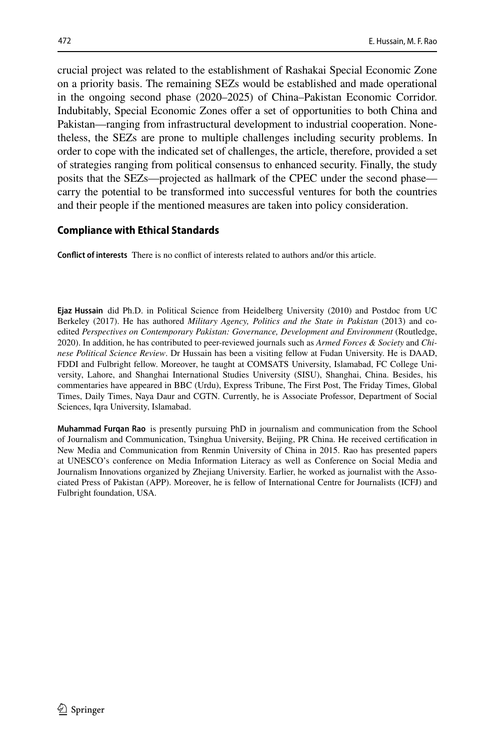crucial project was related to the establishment of Rashakai Special Economic Zone on a priority basis. The remaining SEZs would be established and made operational in the ongoing second phase (2020–2025) of China–Pakistan Economic Corridor. Indubitably, Special Economic Zones offer a set of opportunities to both China and Pakistan—ranging from infrastructural development to industrial cooperation. Nonetheless, the SEZs are prone to multiple challenges including security problems. In order to cope with the indicated set of challenges, the article, therefore, provided a set of strategies ranging from political consensus to enhanced security. Finally, the study posits that the SEZs—projected as hallmark of the CPEC under the second phase—carry the potential to be transformed into successful ventures for both the countries and their people if the mentioned measures are taken into policy consideration.

### Compliance with Ethical Standards

**Conflict of interests** There is no conflict of interests related to authors and/or this article.

**Ejaz Hussain** did Ph.D. in Political Science from Heidelberg University (2010) and Postdoc from UC Berkeley (2017). He has authored *Military Agency, Politics and the State in Pakistan* (2013) and co-edited *Perspectives on Contemporary Pakistan: Governance, Development and Environment* (Routledge, 2020). In addition, he has contributed to peer-reviewed journals such as *Armed Forces & Society* and *Chinese Political Science Review*. Dr Hussain has been a visiting fellow at Fudan University. He is DAAD, FDDI and Fulbright fellow. Moreover, he taught at COMSATS University, Islamabad, FC College University, Lahore, and Shanghai International Studies University (SISU), Shanghai, China. Besides, his commentaries have appeared in BBC (Urdu), Express Tribune, The First Post, The Friday Times, Global Times, Daily Times, Naya Daur and CGTN. Currently, he is Associate Professor, Department of Social Sciences, Iqra University, Islamabad.

**Muhammad Furqan Rao** is presently pursuing PhD in journalism and communication from the School of Journalism and Communication, Tsinghua University, Beijing, PR China. He received certification in New Media and Communication from Renmin University of China in 2015. Rao has presented papers at UNESCO's conference on Media Information Literacy as well as Conference on Social Media and Journalism Innovations organized by Zhejiang University. Earlier, he worked as journalist with the Associated Press of Pakistan (APP). Moreover, he is fellow of International Centre for Journalists (ICFJ) and Fulbright foundation, USA.